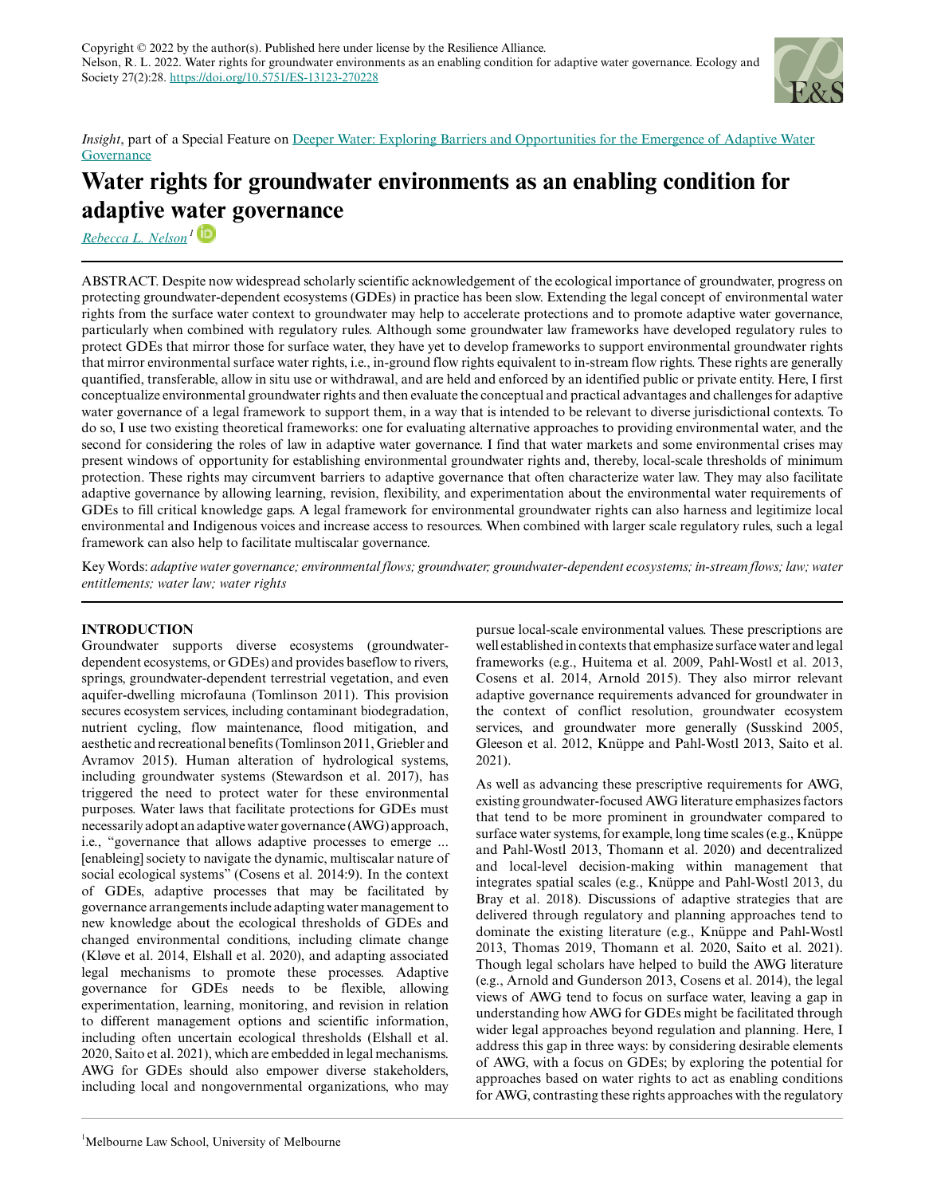Copyright © 2022 by the author(s). Published here under license by the Resilience Alliance.
Nelson, R. L. 2022. Water rights for groundwater environments as an enabling condition for adaptive water governance. Ecology and Society 27(2):28. https://doi.org/10.5751/ES-13123-270228

*Insight*, part of a Special Feature on Deeper Water: Exploring Barriers and Opportunities for the Emergence of Adaptive Water Governance

# Water rights for groundwater environments as an enabling condition for adaptive water governance

*Rebecca L. Nelson* [1]

ABSTRACT. Despite now widespread scholarly scientific acknowledgement of the ecological importance of groundwater, progress on protecting groundwater-dependent ecosystems (GDEs) in practice has been slow. Extending the legal concept of environmental water rights from the surface water context to groundwater may help to accelerate protections and to promote adaptive water governance, particularly when combined with regulatory rules. Although some groundwater law frameworks have developed regulatory rules to protect GDEs that mirror those for surface water, they have yet to develop frameworks to support environmental groundwater rights that mirror environmental surface water rights, i.e., in-ground flow rights equivalent to in-stream flow rights. These rights are generally quantified, transferable, allow in situ use or withdrawal, and are held and enforced by an identified public or private entity. Here, I first conceptualize environmental groundwater rights and then evaluate the conceptual and practical advantages and challenges for adaptive water governance of a legal framework to support them, in a way that is intended to be relevant to diverse jurisdictional contexts. To do so, I use two existing theoretical frameworks: one for evaluating alternative approaches to providing environmental water, and the second for considering the roles of law in adaptive water governance. I find that water markets and some environmental crises may present windows of opportunity for establishing environmental groundwater rights and, thereby, local-scale thresholds of minimum protection. These rights may circumvent barriers to adaptive governance that often characterize water law. They may also facilitate adaptive governance by allowing learning, revision, flexibility, and experimentation about the environmental water requirements of GDEs to fill critical knowledge gaps. A legal framework for environmental groundwater rights can also harness and legitimize local environmental and Indigenous voices and increase access to resources. When combined with larger scale regulatory rules, such a legal framework can also help to facilitate multiscalar governance.

Key Words: *adaptive water governance; environmental flows; groundwater; groundwater-dependent ecosystems; in-stream flows; law; water entitlements; water law; water rights*

## INTRODUCTION

Groundwater supports diverse ecosystems (groundwater-dependent ecosystems, or GDEs) and provides baseflow to rivers, springs, groundwater-dependent terrestrial vegetation, and even aquifer-dwelling microfauna (Tomlinson 2011). This provision secures ecosystem services, including contaminant biodegradation, nutrient cycling, flow maintenance, flood mitigation, and aesthetic and recreational benefits (Tomlinson 2011, Griebler and Avramov 2015). Human alteration of hydrological systems, including groundwater systems (Stewardson et al. 2017), has triggered the need to protect water for these environmental purposes. Water laws that facilitate protections for GDEs must necessarily adopt an adaptive water governance (AWG) approach, i.e., "governance that allows adaptive processes to emerge ... [enableing] society to navigate the dynamic, multiscalar nature of social ecological systems" (Cosens et al. 2014:9). In the context of GDEs, adaptive processes that may be facilitated by governance arrangements include adapting water management to new knowledge about the ecological thresholds of GDEs and changed environmental conditions, including climate change (Kløve et al. 2014, Elshall et al. 2020), and adapting associated legal mechanisms to promote these processes. Adaptive governance for GDEs needs to be flexible, allowing experimentation, learning, monitoring, and revision in relation to different management options and scientific information, including often uncertain ecological thresholds (Elshall et al. 2020, Saito et al. 2021), which are embedded in legal mechanisms. AWG for GDEs should also empower diverse stakeholders, including local and nongovernmental organizations, who may pursue local-scale environmental values. These prescriptions are well established in contexts that emphasize surface water and legal frameworks (e.g., Huitema et al. 2009, Pahl-Wostl et al. 2013, Cosens et al. 2014, Arnold 2015). They also mirror relevant adaptive governance requirements advanced for groundwater in the context of conflict resolution, groundwater ecosystem services, and groundwater more generally (Susskind 2005, Gleeson et al. 2012, Knüppe and Pahl-Wostl 2013, Saito et al. 2021).

As well as advancing these prescriptive requirements for AWG, existing groundwater-focused AWG literature emphasizes factors that tend to be more prominent in groundwater compared to surface water systems, for example, long time scales (e.g., Knüppe and Pahl-Wostl 2013, Thomann et al. 2020) and decentralized and local-level decision-making within management that integrates spatial scales (e.g., Knüppe and Pahl-Wostl 2013, du Bray et al. 2018). Discussions of adaptive strategies that are delivered through regulatory and planning approaches tend to dominate the existing literature (e.g., Knüppe and Pahl-Wostl 2013, Thomas 2019, Thomann et al. 2020, Saito et al. 2021). Though legal scholars have helped to build the AWG literature (e.g., Arnold and Gunderson 2013, Cosens et al. 2014), the legal views of AWG tend to focus on surface water, leaving a gap in understanding how AWG for GDEs might be facilitated through wider legal approaches beyond regulation and planning. Here, I address this gap in three ways: by considering desirable elements of AWG, with a focus on GDEs; by exploring the potential for approaches based on water rights to act as enabling conditions for AWG, contrasting these rights approaches with the regulatory

[1] Melbourne Law School, University of Melbourne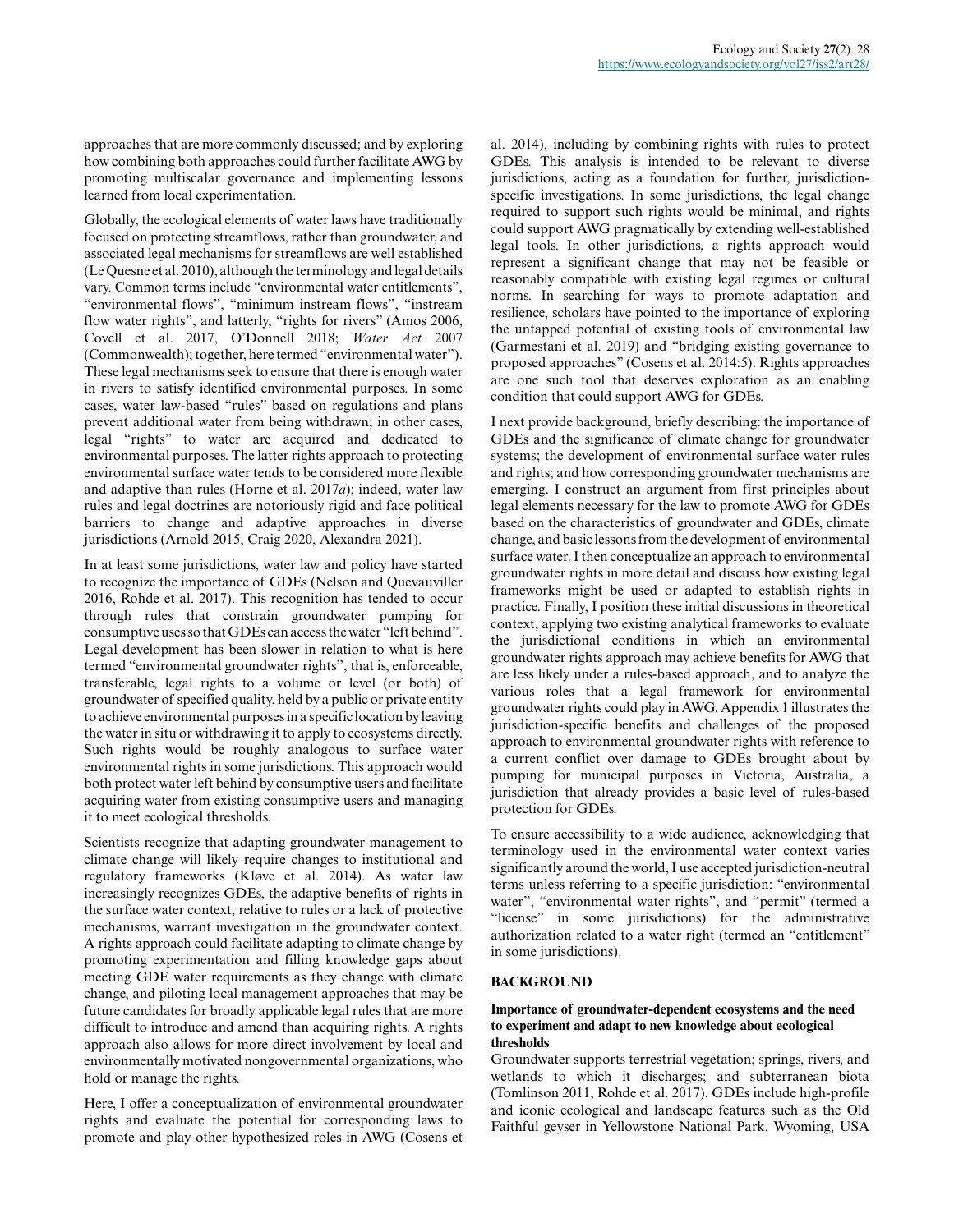approaches that are more commonly discussed; and by exploring how combining both approaches could further facilitate AWG by promoting multiscalar governance and implementing lessons learned from local experimentation.

Globally, the ecological elements of water laws have traditionally focused on protecting streamflows, rather than groundwater, and associated legal mechanisms for streamflows are well established (Le Quesne et al. 2010), although the terminology and legal details vary. Common terms include "environmental water entitlements", "environmental flows", "minimum instream flows", "instream flow water rights", and latterly, "rights for rivers" (Amos 2006, Covell et al. 2017, O'Donnell 2018; *Water Act* 2007 (Commonwealth); together, here termed "environmental water"). These legal mechanisms seek to ensure that there is enough water in rivers to satisfy identified environmental purposes. In some cases, water law-based "rules" based on regulations and plans prevent additional water from being withdrawn; in other cases, legal "rights" to water are acquired and dedicated to environmental purposes. The latter rights approach to protecting environmental surface water tends to be considered more flexible and adaptive than rules (Horne et al. 2017*a*); indeed, water law rules and legal doctrines are notoriously rigid and face political barriers to change and adaptive approaches in diverse jurisdictions (Arnold 2015, Craig 2020, Alexandra 2021).

In at least some jurisdictions, water law and policy have started to recognize the importance of GDEs (Nelson and Quevauviller 2016, Rohde et al. 2017). This recognition has tended to occur through rules that constrain groundwater pumping for consumptive uses so that GDEs can access the water "left behind". Legal development has been slower in relation to what is here termed "environmental groundwater rights", that is, enforceable, transferable, legal rights to a volume or level (or both) of groundwater of specified quality, held by a public or private entity to achieve environmental purposes in a specific location by leaving the water in situ or withdrawing it to apply to ecosystems directly. Such rights would be roughly analogous to surface water environmental rights in some jurisdictions. This approach would both protect water left behind by consumptive users and facilitate acquiring water from existing consumptive users and managing it to meet ecological thresholds.

Scientists recognize that adapting groundwater management to climate change will likely require changes to institutional and regulatory frameworks (Kløve et al. 2014). As water law increasingly recognizes GDEs, the adaptive benefits of rights in the surface water context, relative to rules or a lack of protective mechanisms, warrant investigation in the groundwater context. A rights approach could facilitate adapting to climate change by promoting experimentation and filling knowledge gaps about meeting GDE water requirements as they change with climate change, and piloting local management approaches that may be future candidates for broadly applicable legal rules that are more difficult to introduce and amend than acquiring rights. A rights approach also allows for more direct involvement by local and environmentally motivated nongovernmental organizations, who hold or manage the rights.

Here, I offer a conceptualization of environmental groundwater rights and evaluate the potential for corresponding laws to promote and play other hypothesized roles in AWG (Cosens et al. 2014), including by combining rights with rules to protect GDEs. This analysis is intended to be relevant to diverse jurisdictions, acting as a foundation for further, jurisdiction-specific investigations. In some jurisdictions, the legal change required to support such rights would be minimal, and rights could support AWG pragmatically by extending well-established legal tools. In other jurisdictions, a rights approach would represent a significant change that may not be feasible or reasonably compatible with existing legal regimes or cultural norms. In searching for ways to promote adaptation and resilience, scholars have pointed to the importance of exploring the untapped potential of existing tools of environmental law (Garmestani et al. 2019) and "bridging existing governance to proposed approaches" (Cosens et al. 2014:5). Rights approaches are one such tool that deserves exploration as an enabling condition that could support AWG for GDEs.

I next provide background, briefly describing: the importance of GDEs and the significance of climate change for groundwater systems; the development of environmental surface water rules and rights; and how corresponding groundwater mechanisms are emerging. I construct an argument from first principles about legal elements necessary for the law to promote AWG for GDEs based on the characteristics of groundwater and GDEs, climate change, and basic lessons from the development of environmental surface water. I then conceptualize an approach to environmental groundwater rights in more detail and discuss how existing legal frameworks might be used or adapted to establish rights in practice. Finally, I position these initial discussions in theoretical context, applying two existing analytical frameworks to evaluate the jurisdictional conditions in which an environmental groundwater rights approach may achieve benefits for AWG that are less likely under a rules-based approach, and to analyze the various roles that a legal framework for environmental groundwater rights could play in AWG. Appendix 1 illustrates the jurisdiction-specific benefits and challenges of the proposed approach to environmental groundwater rights with reference to a current conflict over damage to GDEs brought about by pumping for municipal purposes in Victoria, Australia, a jurisdiction that already provides a basic level of rules-based protection for GDEs.

To ensure accessibility to a wide audience, acknowledging that terminology used in the environmental water context varies significantly around the world, I use accepted jurisdiction-neutral terms unless referring to a specific jurisdiction: "environmental water", "environmental water rights", and "permit" (termed a "license" in some jurisdictions) for the administrative authorization related to a water right (termed an "entitlement" in some jurisdictions).

## BACKGROUND

### Importance of groundwater-dependent ecosystems and the need to experiment and adapt to new knowledge about ecological thresholds

Groundwater supports terrestrial vegetation; springs, rivers, and wetlands to which it discharges; and subterranean biota (Tomlinson 2011, Rohde et al. 2017). GDEs include high-profile and iconic ecological and landscape features such as the Old Faithful geyser in Yellowstone National Park, Wyoming, USA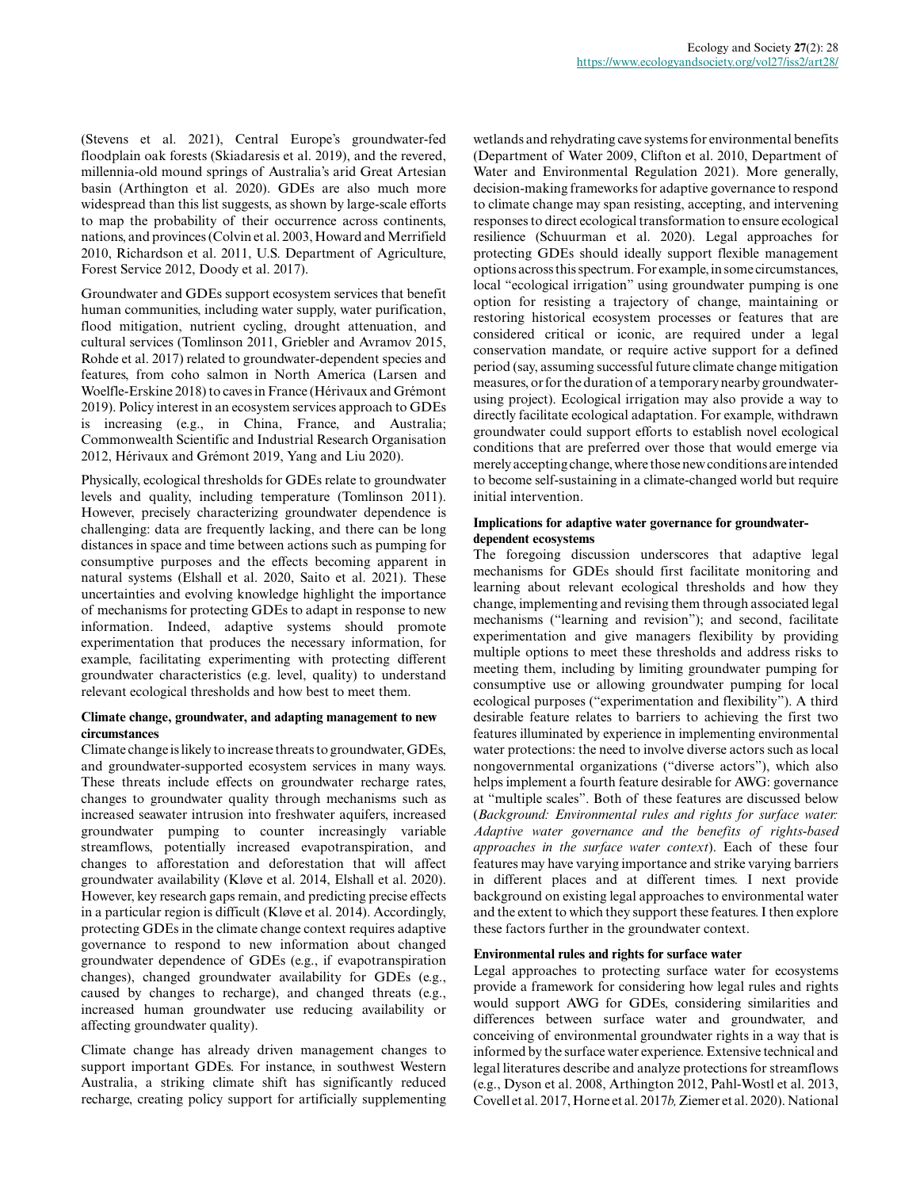(Stevens et al. 2021), Central Europe's groundwater-fed floodplain oak forests (Skiadaresis et al. 2019), and the revered, millennia-old mound springs of Australia's arid Great Artesian basin (Arthington et al. 2020). GDEs are also much more widespread than this list suggests, as shown by large-scale efforts to map the probability of their occurrence across continents, nations, and provinces (Colvin et al. 2003, Howard and Merrifield 2010, Richardson et al. 2011, U.S. Department of Agriculture, Forest Service 2012, Doody et al. 2017).

Groundwater and GDEs support ecosystem services that benefit human communities, including water supply, water purification, flood mitigation, nutrient cycling, drought attenuation, and cultural services (Tomlinson 2011, Griebler and Avramov 2015, Rohde et al. 2017) related to groundwater-dependent species and features, from coho salmon in North America (Larsen and Woelfle-Erskine 2018) to caves in France (Hérivaux and Grémont 2019). Policy interest in an ecosystem services approach to GDEs is increasing (e.g., in China, France, and Australia; Commonwealth Scientific and Industrial Research Organisation 2012, Hérivaux and Grémont 2019, Yang and Liu 2020).

Physically, ecological thresholds for GDEs relate to groundwater levels and quality, including temperature (Tomlinson 2011). However, precisely characterizing groundwater dependence is challenging: data are frequently lacking, and there can be long distances in space and time between actions such as pumping for consumptive purposes and the effects becoming apparent in natural systems (Elshall et al. 2020, Saito et al. 2021). These uncertainties and evolving knowledge highlight the importance of mechanisms for protecting GDEs to adapt in response to new information. Indeed, adaptive systems should promote experimentation that produces the necessary information, for example, facilitating experimenting with protecting different groundwater characteristics (e.g. level, quality) to understand relevant ecological thresholds and how best to meet them.

### Climate change, groundwater, and adapting management to new circumstances

Climate change is likely to increase threats to groundwater, GDEs, and groundwater-supported ecosystem services in many ways. These threats include effects on groundwater recharge rates, changes to groundwater quality through mechanisms such as increased seawater intrusion into freshwater aquifers, increased groundwater pumping to counter increasingly variable streamflows, potentially increased evapotranspiration, and changes to afforestation and deforestation that will affect groundwater availability (Kløve et al. 2014, Elshall et al. 2020). However, key research gaps remain, and predicting precise effects in a particular region is difficult (Kløve et al. 2014). Accordingly, protecting GDEs in the climate change context requires adaptive governance to respond to new information about changed groundwater dependence of GDEs (e.g., if evapotranspiration changes), changed groundwater availability for GDEs (e.g., caused by changes to recharge), and changed threats (e.g., increased human groundwater use reducing availability or affecting groundwater quality).

Climate change has already driven management changes to support important GDEs. For instance, in southwest Western Australia, a striking climate shift has significantly reduced recharge, creating policy support for artificially supplementing wetlands and rehydrating cave systems for environmental benefits (Department of Water 2009, Clifton et al. 2010, Department of Water and Environmental Regulation 2021). More generally, decision-making frameworks for adaptive governance to respond to climate change may span resisting, accepting, and intervening responses to direct ecological transformation to ensure ecological resilience (Schuurman et al. 2020). Legal approaches for protecting GDEs should ideally support flexible management options across this spectrum. For example, in some circumstances, local "ecological irrigation" using groundwater pumping is one option for resisting a trajectory of change, maintaining or restoring historical ecosystem processes or features that are considered critical or iconic, are required under a legal conservation mandate, or require active support for a defined period (say, assuming successful future climate change mitigation measures, or for the duration of a temporary nearby groundwater-using project). Ecological irrigation may also provide a way to directly facilitate ecological adaptation. For example, withdrawn groundwater could support efforts to establish novel ecological conditions that are preferred over those that would emerge via merely accepting change, where those new conditions are intended to become self-sustaining in a climate-changed world but require initial intervention.

### Implications for adaptive water governance for groundwater-dependent ecosystems

The foregoing discussion underscores that adaptive legal mechanisms for GDEs should first facilitate monitoring and learning about relevant ecological thresholds and how they change, implementing and revising them through associated legal mechanisms ("learning and revision"); and second, facilitate experimentation and give managers flexibility by providing multiple options to meet these thresholds and address risks to meeting them, including by limiting groundwater pumping for consumptive use or allowing groundwater pumping for local ecological purposes ("experimentation and flexibility"). A third desirable feature relates to barriers to achieving the first two features illuminated by experience in implementing environmental water protections: the need to involve diverse actors such as local nongovernmental organizations ("diverse actors"), which also helps implement a fourth feature desirable for AWG: governance at "multiple scales". Both of these features are discussed below (*Background: Environmental rules and rights for surface water: Adaptive water governance and the benefits of rights-based approaches in the surface water context*). Each of these four features may have varying importance and strike varying barriers in different places and at different times. I next provide background on existing legal approaches to environmental water and the extent to which they support these features. I then explore these factors further in the groundwater context.

### Environmental rules and rights for surface water

Legal approaches to protecting surface water for ecosystems provide a framework for considering how legal rules and rights would support AWG for GDEs, considering similarities and differences between surface water and groundwater, and conceiving of environmental groundwater rights in a way that is informed by the surface water experience. Extensive technical and legal literatures describe and analyze protections for streamflows (e.g., Dyson et al. 2008, Arthington 2012, Pahl-Wostl et al. 2013, Covell et al. 2017, Horne et al. 2017*b,* Ziemer et al. 2020). National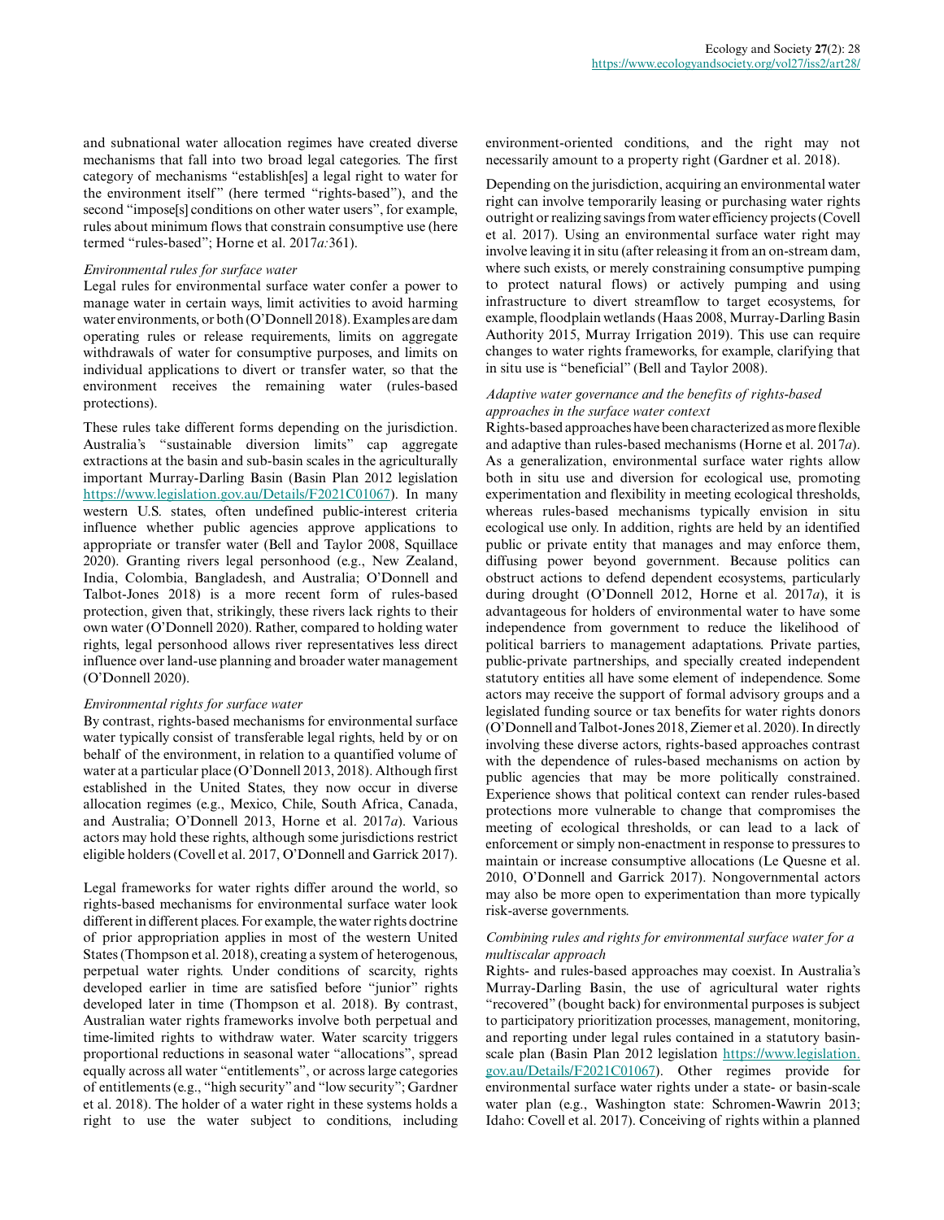and subnational water allocation regimes have created diverse mechanisms that fall into two broad legal categories. The first category of mechanisms "establish[es] a legal right to water for the environment itself" (here termed "rights-based"), and the second "impose[s] conditions on other water users", for example, rules about minimum flows that constrain consumptive use (here termed "rules-based"; Horne et al. 2017*a*:361).

### *Environmental rules for surface water*

Legal rules for environmental surface water confer a power to manage water in certain ways, limit activities to avoid harming water environments, or both (O'Donnell 2018). Examples are dam operating rules or release requirements, limits on aggregate withdrawals of water for consumptive purposes, and limits on individual applications to divert or transfer water, so that the environment receives the remaining water (rules-based protections).

These rules take different forms depending on the jurisdiction. Australia's "sustainable diversion limits" cap aggregate extractions at the basin and sub-basin scales in the agriculturally important Murray-Darling Basin (Basin Plan 2012 legislation https://www.legislation.gov.au/Details/F2021C01067). In many western U.S. states, often undefined public-interest criteria influence whether public agencies approve applications to appropriate or transfer water (Bell and Taylor 2008, Squillace 2020). Granting rivers legal personhood (e.g., New Zealand, India, Colombia, Bangladesh, and Australia; O'Donnell and Talbot-Jones 2018) is a more recent form of rules-based protection, given that, strikingly, these rivers lack rights to their own water (O'Donnell 2020). Rather, compared to holding water rights, legal personhood allows river representatives less direct influence over land-use planning and broader water management (O'Donnell 2020).

### *Environmental rights for surface water*

By contrast, rights-based mechanisms for environmental surface water typically consist of transferable legal rights, held by or on behalf of the environment, in relation to a quantified volume of water at a particular place (O'Donnell 2013, 2018). Although first established in the United States, they now occur in diverse allocation regimes (e.g., Mexico, Chile, South Africa, Canada, and Australia; O'Donnell 2013, Horne et al. 2017*a*). Various actors may hold these rights, although some jurisdictions restrict eligible holders (Covell et al. 2017, O'Donnell and Garrick 2017).

Legal frameworks for water rights differ around the world, so rights-based mechanisms for environmental surface water look different in different places. For example, the water rights doctrine of prior appropriation applies in most of the western United States (Thompson et al. 2018), creating a system of heterogenous, perpetual water rights. Under conditions of scarcity, rights developed earlier in time are satisfied before "junior" rights developed later in time (Thompson et al. 2018). By contrast, Australian water rights frameworks involve both perpetual and time-limited rights to withdraw water. Water scarcity triggers proportional reductions in seasonal water "allocations", spread equally across all water "entitlements", or across large categories of entitlements (e.g., "high security" and "low security"; Gardner et al. 2018). The holder of a water right in these systems holds a right to use the water subject to conditions, including environment-oriented conditions, and the right may not necessarily amount to a property right (Gardner et al. 2018).

Depending on the jurisdiction, acquiring an environmental water right can involve temporarily leasing or purchasing water rights outright or realizing savings from water efficiency projects (Covell et al. 2017). Using an environmental surface water right may involve leaving it in situ (after releasing it from an on-stream dam, where such exists, or merely constraining consumptive pumping to protect natural flows) or actively pumping and using infrastructure to divert streamflow to target ecosystems, for example, floodplain wetlands (Haas 2008, Murray-Darling Basin Authority 2015, Murray Irrigation 2019). This use can require changes to water rights frameworks, for example, clarifying that in situ use is "beneficial" (Bell and Taylor 2008).

### *Adaptive water governance and the benefits of rights-based approaches in the surface water context*

Rights-based approaches have been characterized as more flexible and adaptive than rules-based mechanisms (Horne et al. 2017*a*). As a generalization, environmental surface water rights allow both in situ use and diversion for ecological use, promoting experimentation and flexibility in meeting ecological thresholds, whereas rules-based mechanisms typically envision in situ ecological use only. In addition, rights are held by an identified public or private entity that manages and may enforce them, diffusing power beyond government. Because politics can obstruct actions to defend dependent ecosystems, particularly during drought (O'Donnell 2012, Horne et al. 2017*a*), it is advantageous for holders of environmental water to have some independence from government to reduce the likelihood of political barriers to management adaptations. Private parties, public-private partnerships, and specially created independent statutory entities all have some element of independence. Some actors may receive the support of formal advisory groups and a legislated funding source or tax benefits for water rights donors (O'Donnell and Talbot-Jones 2018, Ziemer et al. 2020). In directly involving these diverse actors, rights-based approaches contrast with the dependence of rules-based mechanisms on action by public agencies that may be more politically constrained. Experience shows that political context can render rules-based protections more vulnerable to change that compromises the meeting of ecological thresholds, or can lead to a lack of enforcement or simply non-enactment in response to pressures to maintain or increase consumptive allocations (Le Quesne et al. 2010, O'Donnell and Garrick 2017). Nongovernmental actors may also be more open to experimentation than more typically risk-averse governments.

### *Combining rules and rights for environmental surface water for a multiscalar approach*

Rights- and rules-based approaches may coexist. In Australia's Murray-Darling Basin, the use of agricultural water rights "recovered" (bought back) for environmental purposes is subject to participatory prioritization processes, management, monitoring, and reporting under legal rules contained in a statutory basin-scale plan (Basin Plan 2012 legislation https://www.legislation.gov.au/Details/F2021C01067). Other regimes provide for environmental surface water rights under a state- or basin-scale water plan (e.g., Washington state: Schromen-Wawrin 2013; Idaho: Covell et al. 2017). Conceiving of rights within a planned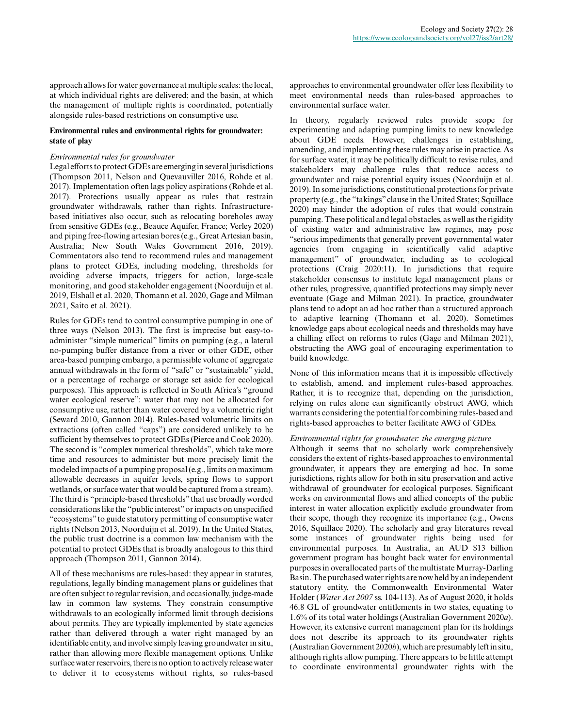approach allows for water governance at multiple scales: the local, at which individual rights are delivered; and the basin, at which the management of multiple rights is coordinated, potentially alongside rules-based restrictions on consumptive use.

## Environmental rules and environmental rights for groundwater: state of play

### *Environmental rules for groundwater*

Legal efforts to protect GDEs are emerging in several jurisdictions (Thompson 2011, Nelson and Quevauviller 2016, Rohde et al. 2017). Implementation often lags policy aspirations (Rohde et al. 2017). Protections usually appear as rules that restrain groundwater withdrawals, rather than rights. Infrastructure-based initiatives also occur, such as relocating boreholes away from sensitive GDEs (e.g., Beauce Aquifer, France; Verley 2020) and piping free-flowing artesian bores (e.g., Great Artesian basin, Australia; New South Wales Government 2016, 2019). Commentators also tend to recommend rules and management plans to protect GDEs, including modeling, thresholds for avoiding adverse impacts, triggers for action, large-scale monitoring, and good stakeholder engagement (Noorduijn et al. 2019, Elshall et al. 2020, Thomann et al. 2020, Gage and Milman 2021, Saito et al. 2021).

Rules for GDEs tend to control consumptive pumping in one of three ways (Nelson 2013). The first is imprecise but easy-to-administer "simple numerical" limits on pumping (e.g., a lateral no-pumping buffer distance from a river or other GDE, other area-based pumping embargo, a permissible volume of aggregate annual withdrawals in the form of "safe" or "sustainable" yield, or a percentage of recharge or storage set aside for ecological purposes). This approach is reflected in South Africa's "ground water ecological reserve": water that may not be allocated for consumptive use, rather than water covered by a volumetric right (Seward 2010, Gannon 2014). Rules-based volumetric limits on extractions (often called "caps") are considered unlikely to be sufficient by themselves to protect GDEs (Pierce and Cook 2020). The second is "complex numerical thresholds", which take more time and resources to administer but more precisely limit the modeled impacts of a pumping proposal (e.g., limits on maximum allowable decreases in aquifer levels, spring flows to support wetlands, or surface water that would be captured from a stream). The third is "principle-based thresholds" that use broadly worded considerations like the "public interest" or impacts on unspecified "ecosystems" to guide statutory permitting of consumptive water rights (Nelson 2013, Noorduijn et al. 2019). In the United States, the public trust doctrine is a common law mechanism with the potential to protect GDEs that is broadly analogous to this third approach (Thompson 2011, Gannon 2014).

All of these mechanisms are rules-based: they appear in statutes, regulations, legally binding management plans or guidelines that are often subject to regular revision, and occasionally, judge-made law in common law systems. They constrain consumptive withdrawals to an ecologically informed limit through decisions about permits. They are typically implemented by state agencies rather than delivered through a water right managed by an identifiable entity, and involve simply leaving groundwater in situ, rather than allowing more flexible management options. Unlike surface water reservoirs, there is no option to actively release water to deliver it to ecosystems without rights, so rules-based approaches to environmental groundwater offer less flexibility to meet environmental needs than rules-based approaches to environmental surface water.

In theory, regularly reviewed rules provide scope for experimenting and adapting pumping limits to new knowledge about GDE needs. However, challenges in establishing, amending, and implementing these rules may arise in practice. As for surface water, it may be politically difficult to revise rules, and stakeholders may challenge rules that reduce access to groundwater and raise potential equity issues (Noorduijn et al. 2019). In some jurisdictions, constitutional protections for private property (e.g., the "takings" clause in the United States; Squillace 2020) may hinder the adoption of rules that would constrain pumping. These political and legal obstacles, as well as the rigidity of existing water and administrative law regimes, may pose "serious impediments that generally prevent governmental water agencies from engaging in scientifically valid adaptive management" of groundwater, including as to ecological protections (Craig 2020:11). In jurisdictions that require stakeholder consensus to institute legal management plans or other rules, progressive, quantified protections may simply never eventuate (Gage and Milman 2021). In practice, groundwater plans tend to adopt an ad hoc rather than a structured approach to adaptive learning (Thomann et al. 2020). Sometimes knowledge gaps about ecological needs and thresholds may have a chilling effect on reforms to rules (Gage and Milman 2021), obstructing the AWG goal of encouraging experimentation to build knowledge.

None of this information means that it is impossible effectively to establish, amend, and implement rules-based approaches. Rather, it is to recognize that, depending on the jurisdiction, relying on rules alone can significantly obstruct AWG, which warrants considering the potential for combining rules-based and rights-based approaches to better facilitate AWG of GDEs.

### *Environmental rights for groundwater: the emerging picture*

Although it seems that no scholarly work comprehensively considers the extent of rights-based approaches to environmental groundwater, it appears they are emerging ad hoc. In some jurisdictions, rights allow for both in situ preservation and active withdrawal of groundwater for ecological purposes. Significant works on environmental flows and allied concepts of the public interest in water allocation explicitly exclude groundwater from their scope, though they recognize its importance (e.g., Owens 2016, Squillace 2020). The scholarly and gray literatures reveal some instances of groundwater rights being used for environmental purposes. In Australia, an AUD $13 billion government program has bought back water for environmental purposes in overallocated parts of the multistate Murray-Darling Basin. The purchased water rights are now held by an independent statutory entity, the Commonwealth Environmental Water Holder (*Water Act 2007* ss. 104-113). As of August 2020, it holds 46.8 GL of groundwater entitlements in two states, equating to 1.6% of its total water holdings (Australian Government 2020*a*). However, its extensive current management plan for its holdings does not describe its approach to its groundwater rights (Australian Government 2020*b*), which are presumably left in situ, although rights allow pumping. There appears to be little attempt to coordinate environmental groundwater rights with the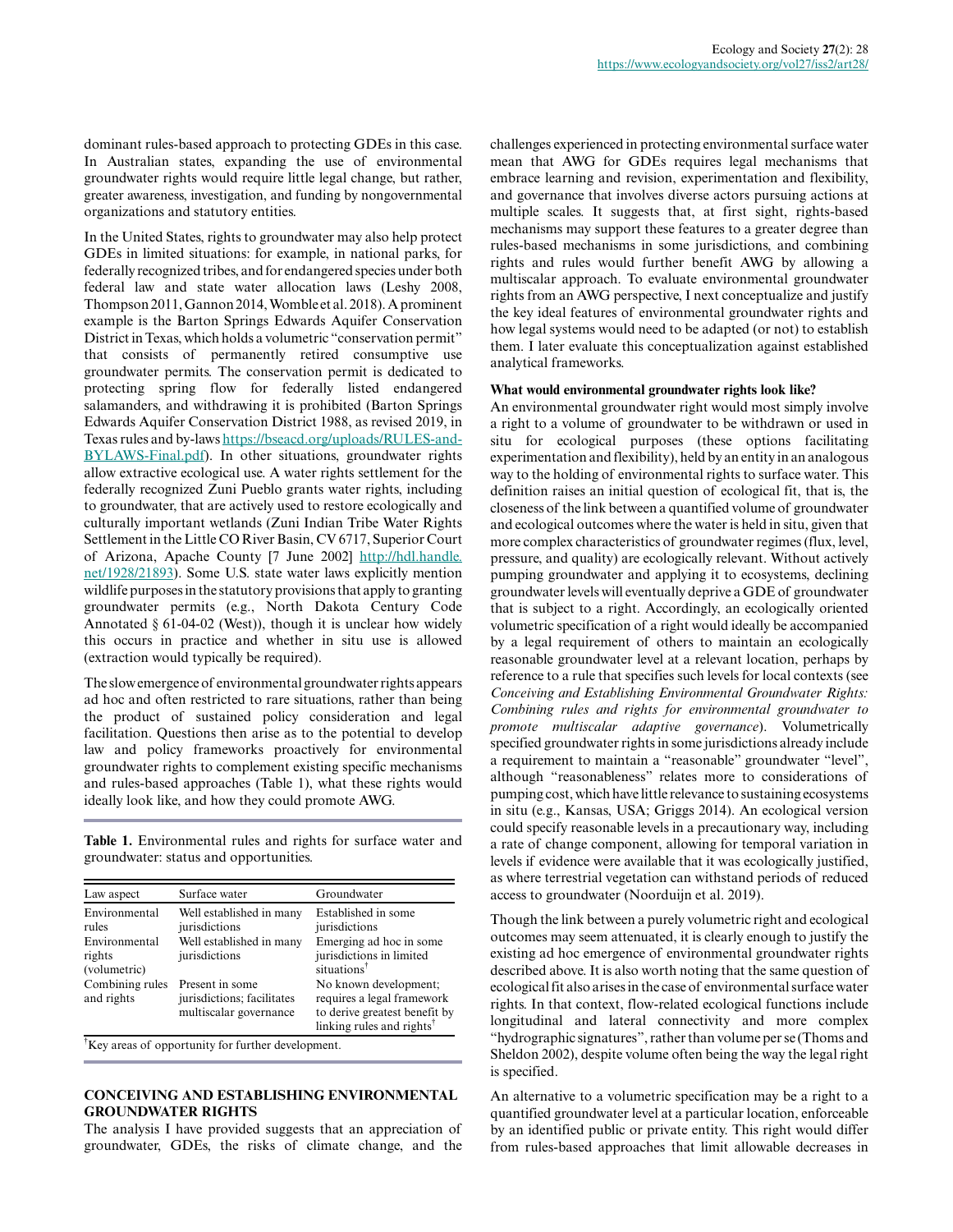dominant rules-based approach to protecting GDEs in this case. In Australian states, expanding the use of environmental groundwater rights would require little legal change, but rather, greater awareness, investigation, and funding by nongovernmental organizations and statutory entities.

In the United States, rights to groundwater may also help protect GDEs in limited situations: for example, in national parks, for federally recognized tribes, and for endangered species under both federal law and state water allocation laws (Leshy 2008, Thompson 2011, Gannon 2014, Womble et al. 2018). A prominent example is the Barton Springs Edwards Aquifer Conservation District in Texas, which holds a volumetric "conservation permit" that consists of permanently retired consumptive use groundwater permits. The conservation permit is dedicated to protecting spring flow for federally listed endangered salamanders, and withdrawing it is prohibited (Barton Springs Edwards Aquifer Conservation District 1988, as revised 2019, in Texas rules and by-laws https://bseacd.org/uploads/RULES-and-BYLAWS-Final.pdf). In other situations, groundwater rights allow extractive ecological use. A water rights settlement for the federally recognized Zuni Pueblo grants water rights, including to groundwater, that are actively used to restore ecologically and culturally important wetlands (Zuni Indian Tribe Water Rights Settlement in the Little CO River Basin, CV 6717, Superior Court of Arizona, Apache County [7 June 2002] http://hdl.handle.net/1928/21893). Some U.S. state water laws explicitly mention wildlife purposes in the statutory provisions that apply to granting groundwater permits (e.g., North Dakota Century Code Annotated § 61-04-02 (West)), though it is unclear how widely this occurs in practice and whether in situ use is allowed (extraction would typically be required).

The slow emergence of environmental groundwater rights appears ad hoc and often restricted to rare situations, rather than being the product of sustained policy consideration and legal facilitation. Questions then arise as to the potential to develop law and policy frameworks proactively for environmental groundwater rights to complement existing specific mechanisms and rules-based approaches (Table 1), what these rights would ideally look like, and how they could promote AWG.

**Table 1.** Environmental rules and rights for surface water and groundwater: status and opportunities.

| Law aspect | Surface water | Groundwater |
|---|---|---|
| Environmental rules | Well established in many jurisdictions | Established in some jurisdictions |
| Environmental rights (volumetric) | Well established in many jurisdictions | Emerging ad hoc in some jurisdictions in limited situations[†] |
| Combining rules and rights | Present in some jurisdictions; facilitates multiscalar governance | No known development; requires a legal framework to derive greatest benefit by linking rules and rights[†] |

[†]Key areas of opportunity for further development.

## CONCEIVING AND ESTABLISHING ENVIRONMENTAL GROUNDWATER RIGHTS

The analysis I have provided suggests that an appreciation of groundwater, GDEs, the risks of climate change, and the challenges experienced in protecting environmental surface water mean that AWG for GDEs requires legal mechanisms that embrace learning and revision, experimentation and flexibility, and governance that involves diverse actors pursuing actions at multiple scales. It suggests that, at first sight, rights-based mechanisms may support these features to a greater degree than rules-based mechanisms in some jurisdictions, and combining rights and rules would further benefit AWG by allowing a multiscalar approach. To evaluate environmental groundwater rights from an AWG perspective, I next conceptualize and justify the key ideal features of environmental groundwater rights and how legal systems would need to be adapted (or not) to establish them. I later evaluate this conceptualization against established analytical frameworks.

### What would environmental groundwater rights look like?

An environmental groundwater right would most simply involve a right to a volume of groundwater to be withdrawn or used in situ for ecological purposes (these options facilitating experimentation and flexibility), held by an entity in an analogous way to the holding of environmental rights to surface water. This definition raises an initial question of ecological fit, that is, the closeness of the link between a quantified volume of groundwater and ecological outcomes where the water is held in situ, given that more complex characteristics of groundwater regimes (flux, level, pressure, and quality) are ecologically relevant. Without actively pumping groundwater and applying it to ecosystems, declining groundwater levels will eventually deprive a GDE of groundwater that is subject to a right. Accordingly, an ecologically oriented volumetric specification of a right would ideally be accompanied by a legal requirement of others to maintain an ecologically reasonable groundwater level at a relevant location, perhaps by reference to a rule that specifies such levels for local contexts (see *Conceiving and Establishing Environmental Groundwater Rights: Combining rules and rights for environmental groundwater to promote multiscalar adaptive governance*). Volumetrically specified groundwater rights in some jurisdictions already include a requirement to maintain a "reasonable" groundwater "level", although "reasonableness" relates more to considerations of pumping cost, which have little relevance to sustaining ecosystems in situ (e.g., Kansas, USA; Griggs 2014). An ecological version could specify reasonable levels in a precautionary way, including a rate of change component, allowing for temporal variation in levels if evidence were available that it was ecologically justified, as where terrestrial vegetation can withstand periods of reduced access to groundwater (Noorduijn et al. 2019).

Though the link between a purely volumetric right and ecological outcomes may seem attenuated, it is clearly enough to justify the existing ad hoc emergence of environmental groundwater rights described above. It is also worth noting that the same question of ecological fit also arises in the case of environmental surface water rights. In that context, flow-related ecological functions include longitudinal and lateral connectivity and more complex "hydrographic signatures", rather than volume per se (Thoms and Sheldon 2002), despite volume often being the way the legal right is specified.

An alternative to a volumetric specification may be a right to a quantified groundwater level at a particular location, enforceable by an identified public or private entity. This right would differ from rules-based approaches that limit allowable decreases in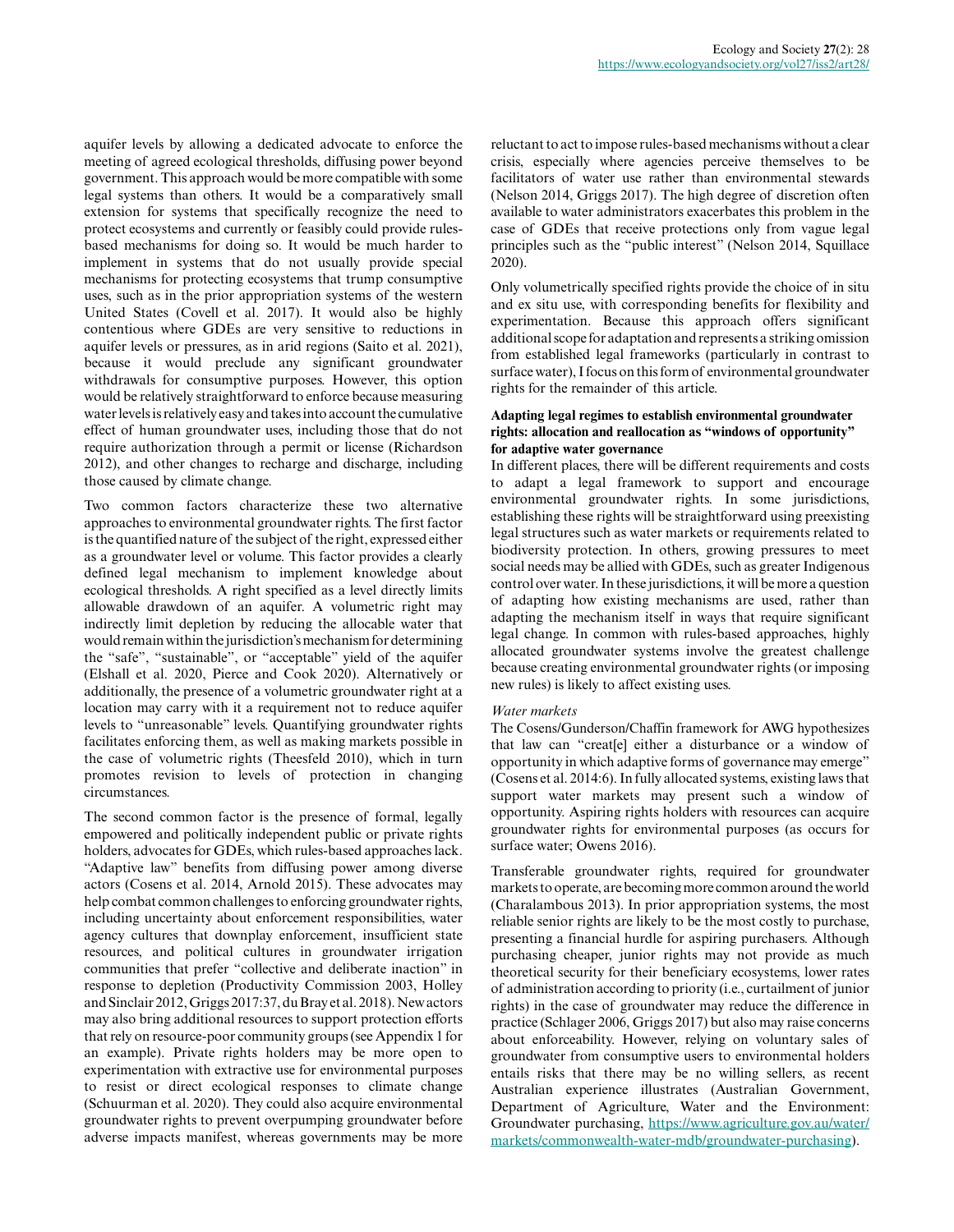aquifer levels by allowing a dedicated advocate to enforce the meeting of agreed ecological thresholds, diffusing power beyond government. This approach would be more compatible with some legal systems than others. It would be a comparatively small extension for systems that specifically recognize the need to protect ecosystems and currently or feasibly could provide rules-based mechanisms for doing so. It would be much harder to implement in systems that do not usually provide special mechanisms for protecting ecosystems that trump consumptive uses, such as in the prior appropriation systems of the western United States (Covell et al. 2017). It would also be highly contentious where GDEs are very sensitive to reductions in aquifer levels or pressures, as in arid regions (Saito et al. 2021), because it would preclude any significant groundwater withdrawals for consumptive purposes. However, this option would be relatively straightforward to enforce because measuring water levels is relatively easy and takes into account the cumulative effect of human groundwater uses, including those that do not require authorization through a permit or license (Richardson 2012), and other changes to recharge and discharge, including those caused by climate change.

Two common factors characterize these two alternative approaches to environmental groundwater rights. The first factor is the quantified nature of the subject of the right, expressed either as a groundwater level or volume. This factor provides a clearly defined legal mechanism to implement knowledge about ecological thresholds. A right specified as a level directly limits allowable drawdown of an aquifer. A volumetric right may indirectly limit depletion by reducing the allocable water that would remain within the jurisdiction's mechanism for determining the "safe", "sustainable", or "acceptable" yield of the aquifer (Elshall et al. 2020, Pierce and Cook 2020). Alternatively or additionally, the presence of a volumetric groundwater right at a location may carry with it a requirement not to reduce aquifer levels to "unreasonable" levels. Quantifying groundwater rights facilitates enforcing them, as well as making markets possible in the case of volumetric rights (Theesfeld 2010), which in turn promotes revision to levels of protection in changing circumstances.

The second common factor is the presence of formal, legally empowered and politically independent public or private rights holders, advocates for GDEs, which rules-based approaches lack. "Adaptive law" benefits from diffusing power among diverse actors (Cosens et al. 2014, Arnold 2015). These advocates may help combat common challenges to enforcing groundwater rights, including uncertainty about enforcement responsibilities, water agency cultures that downplay enforcement, insufficient state resources, and political cultures in groundwater irrigation communities that prefer "collective and deliberate inaction" in response to depletion (Productivity Commission 2003, Holley and Sinclair 2012, Griggs 2017:37, du Bray et al. 2018). New actors may also bring additional resources to support protection efforts that rely on resource-poor community groups (see Appendix 1 for an example). Private rights holders may be more open to experimentation with extractive use for environmental purposes to resist or direct ecological responses to climate change (Schuurman et al. 2020). They could also acquire environmental groundwater rights to prevent overpumping groundwater before adverse impacts manifest, whereas governments may be more reluctant to act to impose rules-based mechanisms without a clear crisis, especially where agencies perceive themselves to be facilitators of water use rather than environmental stewards (Nelson 2014, Griggs 2017). The high degree of discretion often available to water administrators exacerbates this problem in the case of GDEs that receive protections only from vague legal principles such as the "public interest" (Nelson 2014, Squillace 2020).

Only volumetrically specified rights provide the choice of in situ and ex situ use, with corresponding benefits for flexibility and experimentation. Because this approach offers significant additional scope for adaptation and represents a striking omission from established legal frameworks (particularly in contrast to surface water), I focus on this form of environmental groundwater rights for the remainder of this article.

### Adapting legal regimes to establish environmental groundwater rights: allocation and reallocation as "windows of opportunity" for adaptive water governance

In different places, there will be different requirements and costs to adapt a legal framework to support and encourage environmental groundwater rights. In some jurisdictions, establishing these rights will be straightforward using preexisting legal structures such as water markets or requirements related to biodiversity protection. In others, growing pressures to meet social needs may be allied with GDEs, such as greater Indigenous control over water. In these jurisdictions, it will be more a question of adapting how existing mechanisms are used, rather than adapting the mechanism itself in ways that require significant legal change. In common with rules-based approaches, highly allocated groundwater systems involve the greatest challenge because creating environmental groundwater rights (or imposing new rules) is likely to affect existing uses.

#### *Water markets*

The Cosens/Gunderson/Chaffin framework for AWG hypothesizes that law can "creat[e] either a disturbance or a window of opportunity in which adaptive forms of governance may emerge" (Cosens et al. 2014:6). In fully allocated systems, existing laws that support water markets may present such a window of opportunity. Aspiring rights holders with resources can acquire groundwater rights for environmental purposes (as occurs for surface water; Owens 2016).

Transferable groundwater rights, required for groundwater markets to operate, are becoming more common around the world (Charalambous 2013). In prior appropriation systems, the most reliable senior rights are likely to be the most costly to purchase, presenting a financial hurdle for aspiring purchasers. Although purchasing cheaper, junior rights may not provide as much theoretical security for their beneficiary ecosystems, lower rates of administration according to priority (i.e., curtailment of junior rights) in the case of groundwater may reduce the difference in practice (Schlager 2006, Griggs 2017) but also may raise concerns about enforceability. However, relying on voluntary sales of groundwater from consumptive users to environmental holders entails risks that there may be no willing sellers, as recent Australian experience illustrates (Australian Government, Department of Agriculture, Water and the Environment: Groundwater purchasing, https://www.agriculture.gov.au/water/markets/commonwealth-water-mdb/groundwater-purchasing).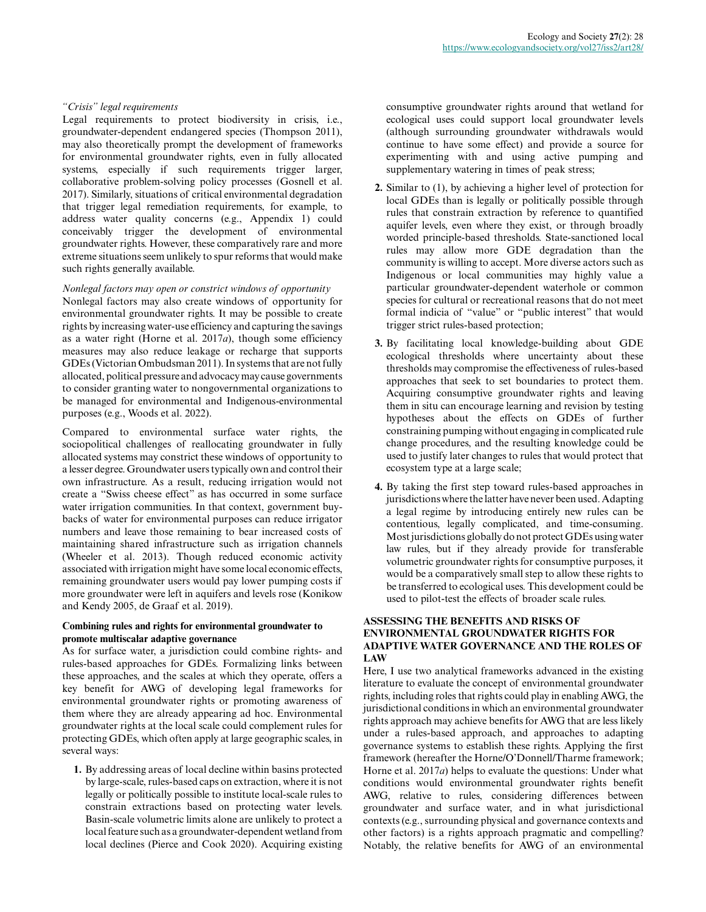*"Crisis" legal requirements*

Legal requirements to protect biodiversity in crisis, i.e., groundwater-dependent endangered species (Thompson 2011), may also theoretically prompt the development of frameworks for environmental groundwater rights, even in fully allocated systems, especially if such requirements trigger larger, collaborative problem-solving policy processes (Gosnell et al. 2017). Similarly, situations of critical environmental degradation that trigger legal remediation requirements, for example, to address water quality concerns (e.g., Appendix 1) could conceivably trigger the development of environmental groundwater rights. However, these comparatively rare and more extreme situations seem unlikely to spur reforms that would make such rights generally available.

*Nonlegal factors may open or constrict windows of opportunity*

Nonlegal factors may also create windows of opportunity for environmental groundwater rights. It may be possible to create rights by increasing water-use efficiency and capturing the savings as a water right (Horne et al. 2017*a*), though some efficiency measures may also reduce leakage or recharge that supports GDEs (Victorian Ombudsman 2011). In systems that are not fully allocated, political pressure and advocacy may cause governments to consider granting water to nongovernmental organizations to be managed for environmental and Indigenous-environmental purposes (e.g., Woods et al. 2022).

Compared to environmental surface water rights, the sociopolitical challenges of reallocating groundwater in fully allocated systems may constrict these windows of opportunity to a lesser degree. Groundwater users typically own and control their own infrastructure. As a result, reducing irrigation would not create a "Swiss cheese effect" as has occurred in some surface water irrigation communities. In that context, government buy-backs of water for environmental purposes can reduce irrigator numbers and leave those remaining to bear increased costs of maintaining shared infrastructure such as irrigation channels (Wheeler et al. 2013). Though reduced economic activity associated with irrigation might have some local economic effects, remaining groundwater users would pay lower pumping costs if more groundwater were left in aquifers and levels rose (Konikow and Kendy 2005, de Graaf et al. 2019).

**Combining rules and rights for environmental groundwater to promote multiscalar adaptive governance**

As for surface water, a jurisdiction could combine rights- and rules-based approaches for GDEs. Formalizing links between these approaches, and the scales at which they operate, offers a key benefit for AWG of developing legal frameworks for environmental groundwater rights or promoting awareness of them where they are already appearing ad hoc. Environmental groundwater rights at the local scale could complement rules for protecting GDEs, which often apply at large geographic scales, in several ways:

1. By addressing areas of local decline within basins protected by large-scale, rules-based caps on extraction, where it is not legally or politically possible to institute local-scale rules to constrain extractions based on protecting water levels. Basin-scale volumetric limits alone are unlikely to protect a local feature such as a groundwater-dependent wetland from local declines (Pierce and Cook 2020). Acquiring existing consumptive groundwater rights around that wetland for ecological uses could support local groundwater levels (although surrounding groundwater withdrawals would continue to have some effect) and provide a source for experimenting with and using active pumping and supplementary watering in times of peak stress;
2. Similar to (1), by achieving a higher level of protection for local GDEs than is legally or politically possible through rules that constrain extraction by reference to quantified aquifer levels, even where they exist, or through broadly worded principle-based thresholds. State-sanctioned local rules may allow more GDE degradation than the community is willing to accept. More diverse actors such as Indigenous or local communities may highly value a particular groundwater-dependent waterhole or common species for cultural or recreational reasons that do not meet formal indicia of "value" or "public interest" that would trigger strict rules-based protection;
3. By facilitating local knowledge-building about GDE ecological thresholds where uncertainty about these thresholds may compromise the effectiveness of rules-based approaches that seek to set boundaries to protect them. Acquiring consumptive groundwater rights and leaving them in situ can encourage learning and revision by testing hypotheses about the effects on GDEs of further constraining pumping without engaging in complicated rule change procedures, and the resulting knowledge could be used to justify later changes to rules that would protect that ecosystem type at a large scale;
4. By taking the first step toward rules-based approaches in jurisdictions where the latter have never been used. Adapting a legal regime by introducing entirely new rules can be contentious, legally complicated, and time-consuming. Most jurisdictions globally do not protect GDEs using water law rules, but if they already provide for transferable volumetric groundwater rights for consumptive purposes, it would be a comparatively small step to allow these rights to be transferred to ecological uses. This development could be used to pilot-test the effects of broader scale rules.

## ASSESSING THE BENEFITS AND RISKS OF ENVIRONMENTAL GROUNDWATER RIGHTS FOR ADAPTIVE WATER GOVERNANCE AND THE ROLES OF LAW

Here, I use two analytical frameworks advanced in the existing literature to evaluate the concept of environmental groundwater rights, including roles that rights could play in enabling AWG, the jurisdictional conditions in which an environmental groundwater rights approach may achieve benefits for AWG that are less likely under a rules-based approach, and approaches to adapting governance systems to establish these rights. Applying the first framework (hereafter the Horne/O'Donnell/Tharme framework; Horne et al. 2017*a*) helps to evaluate the questions: Under what conditions would environmental groundwater rights benefit AWG, relative to rules, considering differences between groundwater and surface water, and in what jurisdictional contexts (e.g., surrounding physical and governance contexts and other factors) is a rights approach pragmatic and compelling? Notably, the relative benefits for AWG of an environmental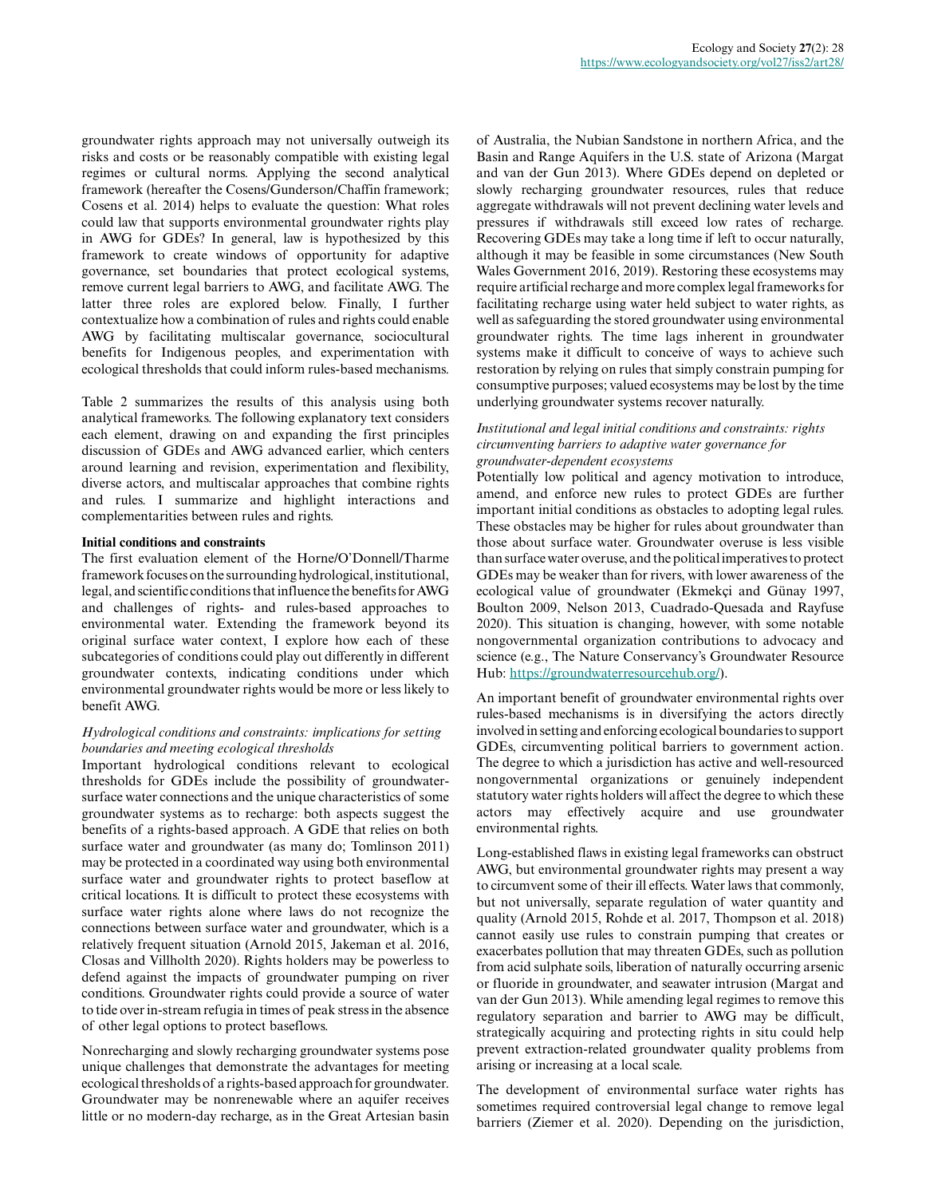groundwater rights approach may not universally outweigh its risks and costs or be reasonably compatible with existing legal regimes or cultural norms. Applying the second analytical framework (hereafter the Cosens/Gunderson/Chaffin framework; Cosens et al. 2014) helps to evaluate the question: What roles could law that supports environmental groundwater rights play in AWG for GDEs? In general, law is hypothesized by this framework to create windows of opportunity for adaptive governance, set boundaries that protect ecological systems, remove current legal barriers to AWG, and facilitate AWG. The latter three roles are explored below. Finally, I further contextualize how a combination of rules and rights could enable AWG by facilitating multiscalar governance, sociocultural benefits for Indigenous peoples, and experimentation with ecological thresholds that could inform rules-based mechanisms.

Table 2 summarizes the results of this analysis using both analytical frameworks. The following explanatory text considers each element, drawing on and expanding the first principles discussion of GDEs and AWG advanced earlier, which centers around learning and revision, experimentation and flexibility, diverse actors, and multiscalar approaches that combine rights and rules. I summarize and highlight interactions and complementarities between rules and rights.

**Initial conditions and constraints**

The first evaluation element of the Horne/O'Donnell/Tharme framework focuses on the surrounding hydrological, institutional, legal, and scientific conditions that influence the benefits for AWG and challenges of rights- and rules-based approaches to environmental water. Extending the framework beyond its original surface water context, I explore how each of these subcategories of conditions could play out differently in different groundwater contexts, indicating conditions under which environmental groundwater rights would be more or less likely to benefit AWG.

*Hydrological conditions and constraints: implications for setting boundaries and meeting ecological thresholds*

Important hydrological conditions relevant to ecological thresholds for GDEs include the possibility of groundwater-surface water connections and the unique characteristics of some groundwater systems as to recharge: both aspects suggest the benefits of a rights-based approach. A GDE that relies on both surface water and groundwater (as many do; Tomlinson 2011) may be protected in a coordinated way using both environmental surface water and groundwater rights to protect baseflow at critical locations. It is difficult to protect these ecosystems with surface water rights alone where laws do not recognize the connections between surface water and groundwater, which is a relatively frequent situation (Arnold 2015, Jakeman et al. 2016, Closas and Villholth 2020). Rights holders may be powerless to defend against the impacts of groundwater pumping on river conditions. Groundwater rights could provide a source of water to tide over in-stream refugia in times of peak stress in the absence of other legal options to protect baseflows.

Nonrecharging and slowly recharging groundwater systems pose unique challenges that demonstrate the advantages for meeting ecological thresholds of a rights-based approach for groundwater. Groundwater may be nonrenewable where an aquifer receives little or no modern-day recharge, as in the Great Artesian basin of Australia, the Nubian Sandstone in northern Africa, and the Basin and Range Aquifers in the U.S. state of Arizona (Margat and van der Gun 2013). Where GDEs depend on depleted or slowly recharging groundwater resources, rules that reduce aggregate withdrawals will not prevent declining water levels and pressures if withdrawals still exceed low rates of recharge. Recovering GDEs may take a long time if left to occur naturally, although it may be feasible in some circumstances (New South Wales Government 2016, 2019). Restoring these ecosystems may require artificial recharge and more complex legal frameworks for facilitating recharge using water held subject to water rights, as well as safeguarding the stored groundwater using environmental groundwater rights. The time lags inherent in groundwater systems make it difficult to conceive of ways to achieve such restoration by relying on rules that simply constrain pumping for consumptive purposes; valued ecosystems may be lost by the time underlying groundwater systems recover naturally.

*Institutional and legal initial conditions and constraints: rights circumventing barriers to adaptive water governance for groundwater-dependent ecosystems*

Potentially low political and agency motivation to introduce, amend, and enforce new rules to protect GDEs are further important initial conditions as obstacles to adopting legal rules. These obstacles may be higher for rules about groundwater than those about surface water. Groundwater overuse is less visible than surface water overuse, and the political imperatives to protect GDEs may be weaker than for rivers, with lower awareness of the ecological value of groundwater (Ekmekçi and Günay 1997, Boulton 2009, Nelson 2013, Cuadrado-Quesada and Rayfuse 2020). This situation is changing, however, with some notable nongovernmental organization contributions to advocacy and science (e.g., The Nature Conservancy's Groundwater Resource Hub: https://groundwaterresourcehub.org/).

An important benefit of groundwater environmental rights over rules-based mechanisms is in diversifying the actors directly involved in setting and enforcing ecological boundaries to support GDEs, circumventing political barriers to government action. The degree to which a jurisdiction has active and well-resourced nongovernmental organizations or genuinely independent statutory water rights holders will affect the degree to which these actors may effectively acquire and use groundwater environmental rights.

Long-established flaws in existing legal frameworks can obstruct AWG, but environmental groundwater rights may present a way to circumvent some of their ill effects. Water laws that commonly, but not universally, separate regulation of water quantity and quality (Arnold 2015, Rohde et al. 2017, Thompson et al. 2018) cannot easily use rules to constrain pumping that creates or exacerbates pollution that may threaten GDEs, such as pollution from acid sulphate soils, liberation of naturally occurring arsenic or fluoride in groundwater, and seawater intrusion (Margat and van der Gun 2013). While amending legal regimes to remove this regulatory separation and barrier to AWG may be difficult, strategically acquiring and protecting rights in situ could help prevent extraction-related groundwater quality problems from arising or increasing at a local scale.

The development of environmental surface water rights has sometimes required controversial legal change to remove legal barriers (Ziemer et al. 2020). Depending on the jurisdiction,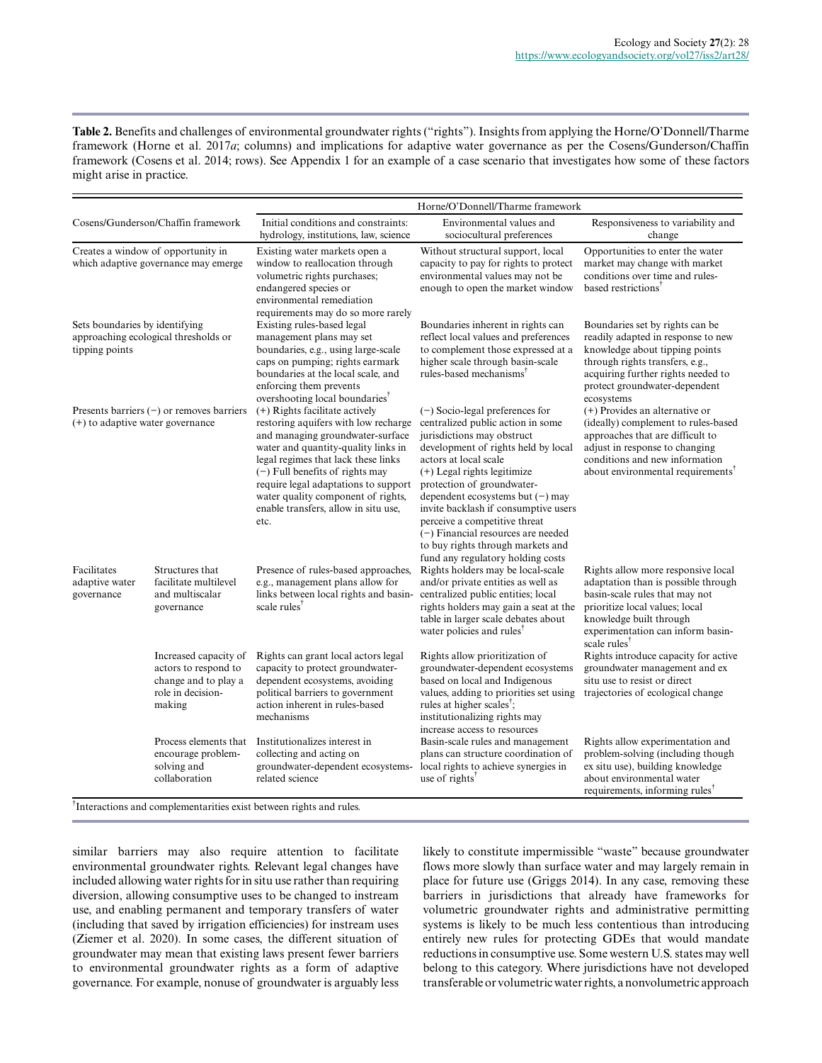**Table 2.** Benefits and challenges of environmental groundwater rights ("rights"). Insights from applying the Horne/O'Donnell/Tharme framework (Horne et al. 2017*a*; columns) and implications for adaptive water governance as per the Cosens/Gunderson/Chaffin framework (Cosens et al. 2014; rows). See Appendix 1 for an example of a case scenario that investigates how some of these factors might arise in practice.

| Cosens/Gunderson/Chaffin framework | | Horne/O'Donnell/Tharme framework: Initial conditions and constraints: hydrology, institutions, law, science | Horne/O'Donnell/Tharme framework: Environmental values and sociocultural preferences | Horne/O'Donnell/Tharme framework: Responsiveness to variability and change |
|---|---|---|---|---|
| Creates a window of opportunity in which adaptive governance may emerge | | Existing water markets open a window to reallocation through volumetric rights purchases; endangered species or environmental remediation requirements may do so more rarely | Without structural support, local capacity to pay for rights to protect environmental values may not be enough to open the market window | Opportunities to enter the water market may change with market conditions over time and rules-based restrictions† |
| Sets boundaries by identifying approaching ecological thresholds or tipping points | | Existing rules-based legal management plans may set boundaries, e.g., using large-scale caps on pumping; rights earmark boundaries at the local scale, and enforcing them prevents overshooting local boundaries† | Boundaries inherent in rights can reflect local values and preferences to complement those expressed at a higher scale through basin-scale rules-based mechanisms† | Boundaries set by rights can be readily adapted in response to new knowledge about tipping points through rights transfers, e.g., acquiring further rights needed to protect groundwater-dependent ecosystems |
| Presents barriers (−) or removes barriers (+) to adaptive water governance | | (+) Rights facilitate actively restoring aquifers with low recharge and managing groundwater-surface water and quantity-quality links in legal regimes that lack these links (−) Full benefits of rights may require legal adaptations to support water quality component of rights, enable transfers, allow in situ use, etc. | (−) Socio-legal preferences for centralized public action in some jurisdictions may obstruct development of rights held by local actors at local scale (+) Legal rights legitimize protection of groundwater-dependent ecosystems but (−) may invite backlash if consumptive users perceive a competitive threat (−) Financial resources are needed to buy rights through markets and fund any regulatory holding costs | (+) Provides an alternative or (ideally) complement to rules-based approaches that are difficult to adjust in response to changing conditions and new information about environmental requirements† |
| Facilitates adaptive water governance | Structures that facilitate multilevel and multiscalar governance | Presence of rules-based approaches, e.g., management plans allow for links between local rights and basin-scale rules† | Rights holders may be local-scale and/or private entities as well as centralized public entities; local rights holders may gain a seat at the table in larger scale debates about water policies and rules† | Rights allow more responsive local adaptation than is possible through basin-scale rules that may not prioritize local values; local knowledge built through experimentation can inform basin-scale rules† |
| | Increased capacity of actors to respond to change and to play a role in decision-making | Rights can grant local actors legal capacity to protect groundwater-dependent ecosystems, avoiding political barriers to government action inherent in rules-based mechanisms | Rights allow prioritization of groundwater-dependent ecosystems based on local and Indigenous values, adding to priorities set using rules at higher scales†; institutionalizing rights may increase access to resources | Rights introduce capacity for active groundwater management and ex situ use to resist or direct trajectories of ecological change |
| | Process elements that encourage problem-solving and collaboration | Institutionalizes interest in collecting and acting on groundwater-dependent ecosystems-related science | Basin-scale rules and management plans can structure coordination of local rights to achieve synergies in use of rights† | Rights allow experimentation and problem-solving (including though ex situ use), building knowledge about environmental water requirements, informing rules† |

†Interactions and complementarities exist between rights and rules.

similar barriers may also require attention to facilitate environmental groundwater rights. Relevant legal changes have included allowing water rights for in situ use rather than requiring diversion, allowing consumptive uses to be changed to instream use, and enabling permanent and temporary transfers of water (including that saved by irrigation efficiencies) for instream uses (Ziemer et al. 2020). In some cases, the different situation of groundwater may mean that existing laws present fewer barriers to environmental groundwater rights as a form of adaptive governance. For example, nonuse of groundwater is arguably less likely to constitute impermissible "waste" because groundwater flows more slowly than surface water and may largely remain in place for future use (Griggs 2014). In any case, removing these barriers in jurisdictions that already have frameworks for volumetric groundwater rights and administrative permitting systems is likely to be much less contentious than introducing entirely new rules for protecting GDEs that would mandate reductions in consumptive use. Some western U.S. states may well belong to this category. Where jurisdictions have not developed transferable or volumetric water rights, a nonvolumetric approach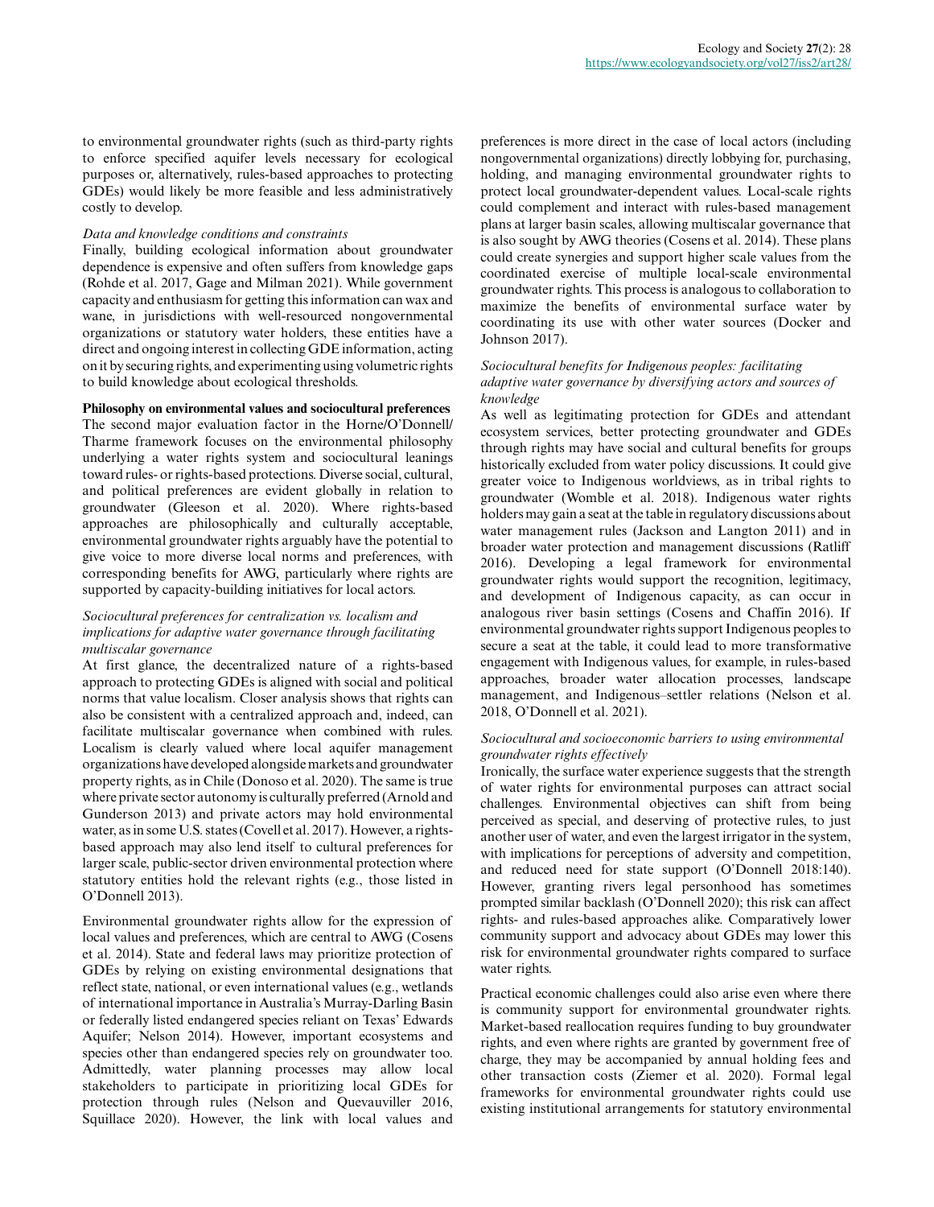to environmental groundwater rights (such as third-party rights to enforce specified aquifer levels necessary for ecological purposes or, alternatively, rules-based approaches to protecting GDEs) would likely be more feasible and less administratively costly to develop.

*Data and knowledge conditions and constraints*

Finally, building ecological information about groundwater dependence is expensive and often suffers from knowledge gaps (Rohde et al. 2017, Gage and Milman 2021). While government capacity and enthusiasm for getting this information can wax and wane, in jurisdictions with well-resourced nongovernmental organizations or statutory water holders, these entities have a direct and ongoing interest in collecting GDE information, acting on it by securing rights, and experimenting using volumetric rights to build knowledge about ecological thresholds.

**Philosophy on environmental values and sociocultural preferences**

The second major evaluation factor in the Horne/O'Donnell/Tharme framework focuses on the environmental philosophy underlying a water rights system and sociocultural leanings toward rules- or rights-based protections. Diverse social, cultural, and political preferences are evident globally in relation to groundwater (Gleeson et al. 2020). Where rights-based approaches are philosophically and culturally acceptable, environmental groundwater rights arguably have the potential to give voice to more diverse local norms and preferences, with corresponding benefits for AWG, particularly where rights are supported by capacity-building initiatives for local actors.

*Sociocultural preferences for centralization vs. localism and implications for adaptive water governance through facilitating multiscalar governance*

At first glance, the decentralized nature of a rights-based approach to protecting GDEs is aligned with social and political norms that value localism. Closer analysis shows that rights can also be consistent with a centralized approach and, indeed, can facilitate multiscalar governance when combined with rules. Localism is clearly valued where local aquifer management organizations have developed alongside markets and groundwater property rights, as in Chile (Donoso et al. 2020). The same is true where private sector autonomy is culturally preferred (Arnold and Gunderson 2013) and private actors may hold environmental water, as in some U.S. states (Covell et al. 2017). However, a rights-based approach may also lend itself to cultural preferences for larger scale, public-sector driven environmental protection where statutory entities hold the relevant rights (e.g., those listed in O'Donnell 2013).

Environmental groundwater rights allow for the expression of local values and preferences, which are central to AWG (Cosens et al. 2014). State and federal laws may prioritize protection of GDEs by relying on existing environmental designations that reflect state, national, or even international values (e.g., wetlands of international importance in Australia's Murray-Darling Basin or federally listed endangered species reliant on Texas' Edwards Aquifer; Nelson 2014). However, important ecosystems and species other than endangered species rely on groundwater too. Admittedly, water planning processes may allow local stakeholders to participate in prioritizing local GDEs for protection through rules (Nelson and Quevauviller 2016, Squillace 2020). However, the link with local values and preferences is more direct in the case of local actors (including nongovernmental organizations) directly lobbying for, purchasing, holding, and managing environmental groundwater rights to protect local groundwater-dependent values. Local-scale rights could complement and interact with rules-based management plans at larger basin scales, allowing multiscalar governance that is also sought by AWG theories (Cosens et al. 2014). These plans could create synergies and support higher scale values from the coordinated exercise of multiple local-scale environmental groundwater rights. This process is analogous to collaboration to maximize the benefits of environmental surface water by coordinating its use with other water sources (Docker and Johnson 2017).

*Sociocultural benefits for Indigenous peoples: facilitating adaptive water governance by diversifying actors and sources of knowledge*

As well as legitimating protection for GDEs and attendant ecosystem services, better protecting groundwater and GDEs through rights may have social and cultural benefits for groups historically excluded from water policy discussions. It could give greater voice to Indigenous worldviews, as in tribal rights to groundwater (Womble et al. 2018). Indigenous water rights holders may gain a seat at the table in regulatory discussions about water management rules (Jackson and Langton 2011) and in broader water protection and management discussions (Ratliff 2016). Developing a legal framework for environmental groundwater rights would support the recognition, legitimacy, and development of Indigenous capacity, as can occur in analogous river basin settings (Cosens and Chaffin 2016). If environmental groundwater rights support Indigenous peoples to secure a seat at the table, it could lead to more transformative engagement with Indigenous values, for example, in rules-based approaches, broader water allocation processes, landscape management, and Indigenous–settler relations (Nelson et al. 2018, O'Donnell et al. 2021).

*Sociocultural and socioeconomic barriers to using environmental groundwater rights effectively*

Ironically, the surface water experience suggests that the strength of water rights for environmental purposes can attract social challenges. Environmental objectives can shift from being perceived as special, and deserving of protective rules, to just another user of water, and even the largest irrigator in the system, with implications for perceptions of adversity and competition, and reduced need for state support (O'Donnell 2018:140). However, granting rivers legal personhood has sometimes prompted similar backlash (O'Donnell 2020); this risk can affect rights- and rules-based approaches alike. Comparatively lower community support and advocacy about GDEs may lower this risk for environmental groundwater rights compared to surface water rights.

Practical economic challenges could also arise even where there is community support for environmental groundwater rights. Market-based reallocation requires funding to buy groundwater rights, and even where rights are granted by government free of charge, they may be accompanied by annual holding fees and other transaction costs (Ziemer et al. 2020). Formal legal frameworks for environmental groundwater rights could use existing institutional arrangements for statutory environmental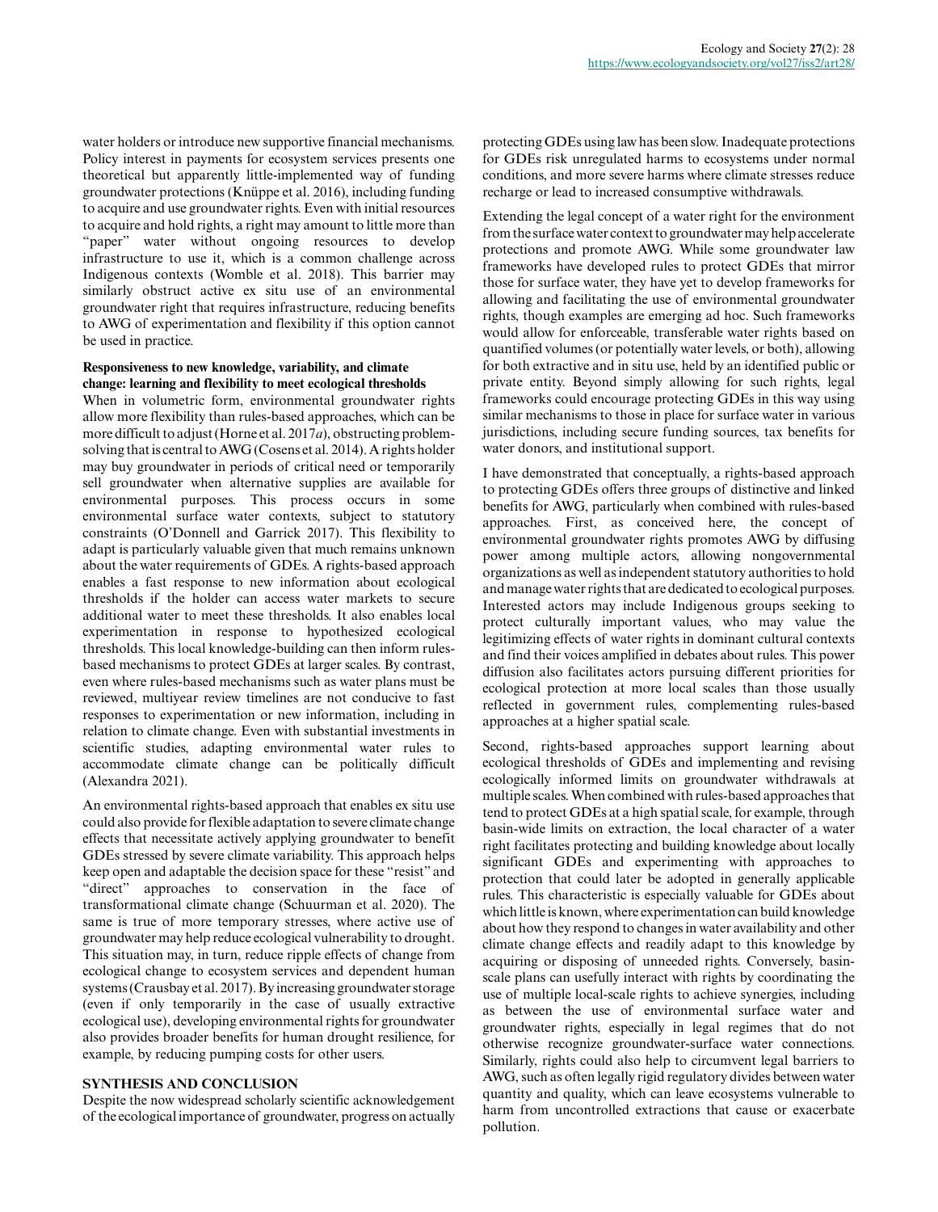water holders or introduce new supportive financial mechanisms. Policy interest in payments for ecosystem services presents one theoretical but apparently little-implemented way of funding groundwater protections (Knüppe et al. 2016), including funding to acquire and use groundwater rights. Even with initial resources to acquire and hold rights, a right may amount to little more than "paper" water without ongoing resources to develop infrastructure to use it, which is a common challenge across Indigenous contexts (Womble et al. 2018). This barrier may similarly obstruct active ex situ use of an environmental groundwater right that requires infrastructure, reducing benefits to AWG of experimentation and flexibility if this option cannot be used in practice.

**Responsiveness to new knowledge, variability, and climate change: learning and flexibility to meet ecological thresholds**

When in volumetric form, environmental groundwater rights allow more flexibility than rules-based approaches, which can be more difficult to adjust (Horne et al. 2017*a*), obstructing problem-solving that is central to AWG (Cosens et al. 2014). A rights holder may buy groundwater in periods of critical need or temporarily sell groundwater when alternative supplies are available for environmental purposes. This process occurs in some environmental surface water contexts, subject to statutory constraints (O'Donnell and Garrick 2017). This flexibility to adapt is particularly valuable given that much remains unknown about the water requirements of GDEs. A rights-based approach enables a fast response to new information about ecological thresholds if the holder can access water markets to secure additional water to meet these thresholds. It also enables local experimentation in response to hypothesized ecological thresholds. This local knowledge-building can then inform rules-based mechanisms to protect GDEs at larger scales. By contrast, even where rules-based mechanisms such as water plans must be reviewed, multiyear review timelines are not conducive to fast responses to experimentation or new information, including in relation to climate change. Even with substantial investments in scientific studies, adapting environmental water rules to accommodate climate change can be politically difficult (Alexandra 2021).

An environmental rights-based approach that enables ex situ use could also provide for flexible adaptation to severe climate change effects that necessitate actively applying groundwater to benefit GDEs stressed by severe climate variability. This approach helps keep open and adaptable the decision space for these "resist" and "direct" approaches to conservation in the face of transformational climate change (Schuurman et al. 2020). The same is true of more temporary stresses, where active use of groundwater may help reduce ecological vulnerability to drought. This situation may, in turn, reduce ripple effects of change from ecological change to ecosystem services and dependent human systems (Crausbay et al. 2017). By increasing groundwater storage (even if only temporarily in the case of usually extractive ecological use), developing environmental rights for groundwater also provides broader benefits for human drought resilience, for example, by reducing pumping costs for other users.

## SYNTHESIS AND CONCLUSION

Despite the now widespread scholarly scientific acknowledgement of the ecological importance of groundwater, progress on actually protecting GDEs using law has been slow. Inadequate protections for GDEs risk unregulated harms to ecosystems under normal conditions, and more severe harms where climate stresses reduce recharge or lead to increased consumptive withdrawals.

Extending the legal concept of a water right for the environment from the surface water context to groundwater may help accelerate protections and promote AWG. While some groundwater law frameworks have developed rules to protect GDEs that mirror those for surface water, they have yet to develop frameworks for allowing and facilitating the use of environmental groundwater rights, though examples are emerging ad hoc. Such frameworks would allow for enforceable, transferable water rights based on quantified volumes (or potentially water levels, or both), allowing for both extractive and in situ use, held by an identified public or private entity. Beyond simply allowing for such rights, legal frameworks could encourage protecting GDEs in this way using similar mechanisms to those in place for surface water in various jurisdictions, including secure funding sources, tax benefits for water donors, and institutional support.

I have demonstrated that conceptually, a rights-based approach to protecting GDEs offers three groups of distinctive and linked benefits for AWG, particularly when combined with rules-based approaches. First, as conceived here, the concept of environmental groundwater rights promotes AWG by diffusing power among multiple actors, allowing nongovernmental organizations as well as independent statutory authorities to hold and manage water rights that are dedicated to ecological purposes. Interested actors may include Indigenous groups seeking to protect culturally important values, who may value the legitimizing effects of water rights in dominant cultural contexts and find their voices amplified in debates about rules. This power diffusion also facilitates actors pursuing different priorities for ecological protection at more local scales than those usually reflected in government rules, complementing rules-based approaches at a higher spatial scale.

Second, rights-based approaches support learning about ecological thresholds of GDEs and implementing and revising ecologically informed limits on groundwater withdrawals at multiple scales. When combined with rules-based approaches that tend to protect GDEs at a high spatial scale, for example, through basin-wide limits on extraction, the local character of a water right facilitates protecting and building knowledge about locally significant GDEs and experimenting with approaches to protection that could later be adopted in generally applicable rules. This characteristic is especially valuable for GDEs about which little is known, where experimentation can build knowledge about how they respond to changes in water availability and other climate change effects and readily adapt to this knowledge by acquiring or disposing of unneeded rights. Conversely, basin-scale plans can usefully interact with rights by coordinating the use of multiple local-scale rights to achieve synergies, including as between the use of environmental surface water and groundwater rights, especially in legal regimes that do not otherwise recognize groundwater-surface water connections. Similarly, rights could also help to circumvent legal barriers to AWG, such as often legally rigid regulatory divides between water quantity and quality, which can leave ecosystems vulnerable to harm from uncontrolled extractions that cause or exacerbate pollution.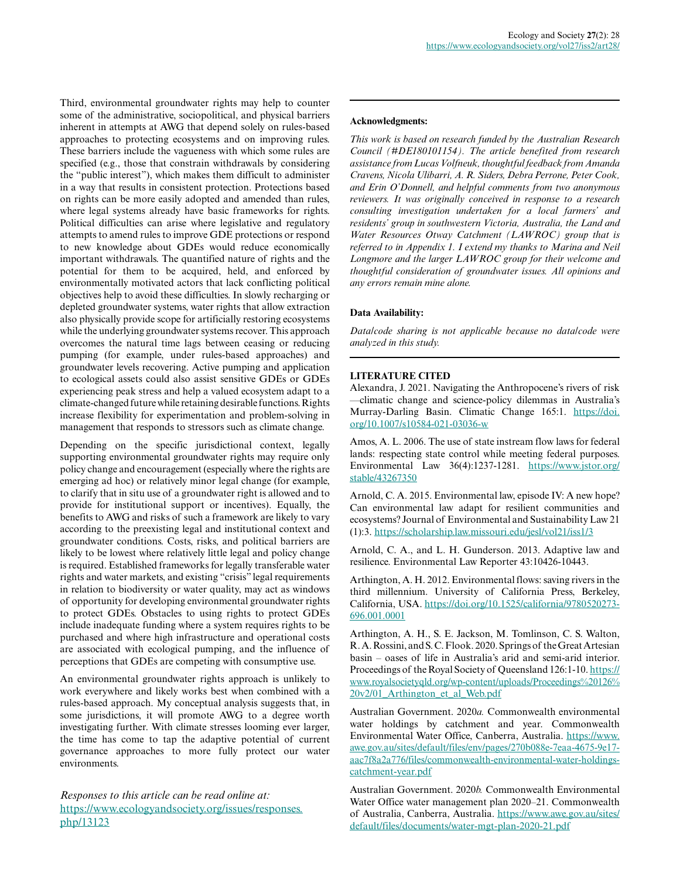Third, environmental groundwater rights may help to counter some of the administrative, sociopolitical, and physical barriers inherent in attempts at AWG that depend solely on rules-based approaches to protecting ecosystems and on improving rules. These barriers include the vagueness with which some rules are specified (e.g., those that constrain withdrawals by considering the "public interest"), which makes them difficult to administer in a way that results in consistent protection. Protections based on rights can be more easily adopted and amended than rules, where legal systems already have basic frameworks for rights. Political difficulties can arise where legislative and regulatory attempts to amend rules to improve GDE protections or respond to new knowledge about GDEs would reduce economically important withdrawals. The quantified nature of rights and the potential for them to be acquired, held, and enforced by environmentally motivated actors that lack conflicting political objectives help to avoid these difficulties. In slowly recharging or depleted groundwater systems, water rights that allow extraction also physically provide scope for artificially restoring ecosystems while the underlying groundwater systems recover. This approach overcomes the natural time lags between ceasing or reducing pumping (for example, under rules-based approaches) and groundwater levels recovering. Active pumping and application to ecological assets could also assist sensitive GDEs or GDEs experiencing peak stress and help a valued ecosystem adapt to a climate-changed future while retaining desirable functions. Rights increase flexibility for experimentation and problem-solving in management that responds to stressors such as climate change.

Depending on the specific jurisdictional context, legally supporting environmental groundwater rights may require only policy change and encouragement (especially where the rights are emerging ad hoc) or relatively minor legal change (for example, to clarify that in situ use of a groundwater right is allowed and to provide for institutional support or incentives). Equally, the benefits to AWG and risks of such a framework are likely to vary according to the preexisting legal and institutional context and groundwater conditions. Costs, risks, and political barriers are likely to be lowest where relatively little legal and policy change is required. Established frameworks for legally transferable water rights and water markets, and existing "crisis" legal requirements in relation to biodiversity or water quality, may act as windows of opportunity for developing environmental groundwater rights to protect GDEs. Obstacles to using rights to protect GDEs include inadequate funding where a system requires rights to be purchased and where high infrastructure and operational costs are associated with ecological pumping, and the influence of perceptions that GDEs are competing with consumptive use.

An environmental groundwater rights approach is unlikely to work everywhere and likely works best when combined with a rules-based approach. My conceptual analysis suggests that, in some jurisdictions, it will promote AWG to a degree worth investigating further. With climate stresses looming ever larger, the time has come to tap the adaptive potential of current governance approaches to more fully protect our water environments.

*Responses to this article can be read online at:*
https://www.ecologyandsociety.org/issues/responses.php/13123

**Acknowledgments:**

*This work is based on research funded by the Australian Research Council (#DE180101154). The article benefited from research assistance from Lucas Volfneuk, thoughtful feedback from Amanda Cravens, Nicola Ulibarri, A. R. Siders, Debra Perrone, Peter Cook, and Erin O'Donnell, and helpful comments from two anonymous reviewers. It was originally conceived in response to a research consulting investigation undertaken for a local farmers' and residents' group in southwestern Victoria, Australia, the Land and Water Resources Otway Catchment (LAWROC) group that is referred to in Appendix 1. I extend my thanks to Marina and Neil Longmore and the larger LAWROC group for their welcome and thoughtful consideration of groundwater issues. All opinions and any errors remain mine alone.*

**Data Availability:**

*Data/code sharing is not applicable because no data/code were analyzed in this study.*

**LITERATURE CITED**

Alexandra, J. 2021. Navigating the Anthropocene's rivers of risk —climatic change and science-policy dilemmas in Australia's Murray-Darling Basin. Climatic Change 165:1. https://doi.org/10.1007/s10584-021-03036-w

Amos, A. L. 2006. The use of state instream flow laws for federal lands: respecting state control while meeting federal purposes. Environmental Law 36(4):1237-1281. https://www.jstor.org/stable/43267350

Arnold, C. A. 2015. Environmental law, episode IV: A new hope? Can environmental law adapt for resilient communities and ecosystems? Journal of Environmental and Sustainability Law 21 (1):3. https://scholarship.law.missouri.edu/jesl/vol21/iss1/3

Arnold, C. A., and L. H. Gunderson. 2013. Adaptive law and resilience. Environmental Law Reporter 43:10426-10443.

Arthington, A. H. 2012. Environmental flows: saving rivers in the third millennium. University of California Press, Berkeley, California, USA. https://doi.org/10.1525/california/9780520273696.001.0001

Arthington, A. H., S. E. Jackson, M. Tomlinson, C. S. Walton, R. A. Rossini, and S. C. Flook. 2020. Springs of the Great Artesian basin – oases of life in Australia's arid and semi-arid interior. Proceedings of the Royal Society of Queensland 126:1-10. https://www.royalsocietyqld.org/wp-content/uploads/Proceedings%20126%20v2/01_Arthington_et_al_Web.pdf

Australian Government. 2020*a.* Commonwealth environmental water holdings by catchment and year. Commonwealth Environmental Water Office, Canberra, Australia. https://www.awe.gov.au/sites/default/files/env/pages/270b088e-7eaa-4675-9e17-aac7f8a2a776/files/commonwealth-environmental-water-holdings-catchment-year.pdf

Australian Government. 2020*b.* Commonwealth Environmental Water Office water management plan 2020–21. Commonwealth of Australia, Canberra, Australia. https://www.awe.gov.au/sites/default/files/documents/water-mgt-plan-2020-21.pdf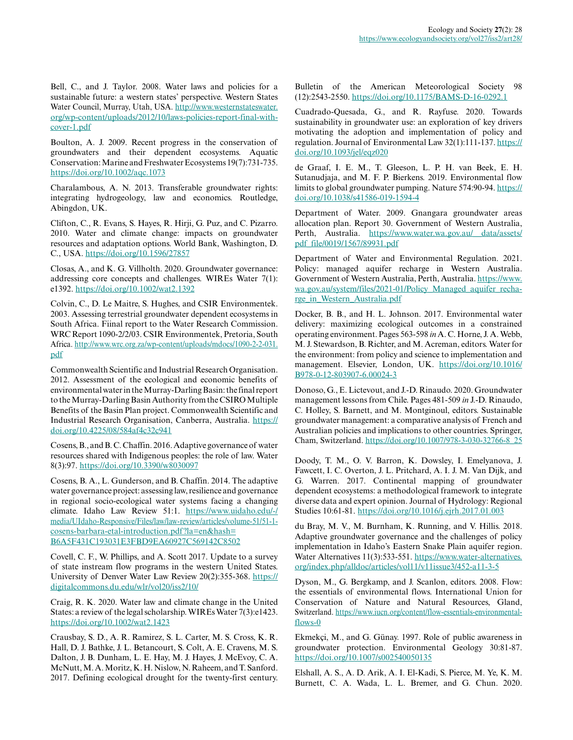Bell, C., and J. Taylor. 2008. Water laws and policies for a sustainable future: a western states' perspective. Western States Water Council, Murray, Utah, USA. http://www.westernstateswater.org/wp-content/uploads/2012/10/laws-policies-report-final-with-cover-1.pdf

Boulton, A. J. 2009. Recent progress in the conservation of groundwaters and their dependent ecosystems. Aquatic Conservation: Marine and Freshwater Ecosystems 19(7):731-735. https://doi.org/10.1002/aqc.1073

Charalambous, A. N. 2013. Transferable groundwater rights: integrating hydrogeology, law and economics. Routledge, Abingdon, UK.

Clifton, C., R. Evans, S. Hayes, R. Hirji, G. Puz, and C. Pizarro. 2010. Water and climate change: impacts on groundwater resources and adaptation options. World Bank, Washington, D. C., USA. https://doi.org/10.1596/27857

Closas, A., and K. G. Villholth. 2020. Groundwater governance: addressing core concepts and challenges. WIREs Water 7(1): e1392. https://doi.org/10.1002/wat2.1392

Colvin, C., D. Le Maitre, S. Hughes, and CSIR Environmentek. 2003. Assessing terrestrial groundwater dependent ecosystems in South Africa. Fiinal report to the Water Research Commission. WRC Report 1090-2/2/03. CSIR Environmentek, Pretoria, South Africa. http://www.wrc.org.za/wp-content/uploads/mdocs/1090-2-2-031.pdf

Commonwealth Scientific and Industrial Research Organisation. 2012. Assessment of the ecological and economic benefits of environmental water in the Murray-Darling Basin: the final report to the Murray-Darling Basin Authority from the CSIRO Multiple Benefits of the Basin Plan project. Commonwealth Scientific and Industrial Research Organisation, Canberra, Australia. https://doi.org/10.4225/08/584af4c32c941

Cosens, B., and B. C. Chaffin. 2016. Adaptive governance of water resources shared with Indigenous peoples: the role of law. Water 8(3):97. https://doi.org/10.3390/w8030097

Cosens, B. A., L. Gunderson, and B. Chaffin. 2014. The adaptive water governance project: assessing law, resilience and governance in regional socio-ecological water systems facing a changing climate. Idaho Law Review 51:1. https://www.uidaho.edu/-/media/UIdaho-Responsive/Files/law/law-review/articles/volume-51/51-1-cosens-barbara-etal-introduction.pdf?la=en&hash=B6A5F431C193031E3FBD9EA60927C569142C8502

Covell, C. F., W. Phillips, and A. Scott 2017. Update to a survey of state instream flow programs in the western United States. University of Denver Water Law Review 20(2):355-368. https://digitalcommons.du.edu/wlr/vol20/iss2/10/

Craig, R. K. 2020. Water law and climate change in the United States: a review of the legal scholarship. WIREs Water 7(3):e1423. https://doi.org/10.1002/wat2.1423

Crausbay, S. D., A. R. Ramirez, S. L. Carter, M. S. Cross, K. R. Hall, D. J. Bathke, J. L. Betancourt, S. Colt, A. E. Cravens, M. S. Dalton, J. B. Dunham, L. E. Hay, M. J. Hayes, J. McEvoy, C. A. McNutt, M. A. Moritz, K. H. Nislow, N. Raheem, and T. Sanford. 2017. Defining ecological drought for the twenty-first century. Bulletin of the American Meteorological Society 98 (12):2543-2550. https://doi.org/10.1175/BAMS-D-16-0292.1

Cuadrado-Quesada, G., and R. Rayfuse. 2020. Towards sustainability in groundwater use: an exploration of key drivers motivating the adoption and implementation of policy and regulation. Journal of Environmental Law 32(1):111-137. https://doi.org/10.1093/jel/eqz020

de Graaf, I. E. M., T. Gleeson, L. P. H. van Beek, E. H. Sutanudjaja, and M. F. P. Bierkens. 2019. Environmental flow limits to global groundwater pumping. Nature 574:90-94. https://doi.org/10.1038/s41586-019-1594-4

Department of Water. 2009. Gnangara groundwater areas allocation plan. Report 30. Government of Western Australia, Perth, Australia. https://www.water.wa.gov.au/__data/assets/pdf_file/0019/1567/89931.pdf

Department of Water and Environmental Regulation. 2021. Policy: managed aquifer recharge in Western Australia. Government of Western Australia, Perth, Australia. https://www.wa.gov.au/system/files/2021-01/Policy_Managed_aquifer_recharge_in_Western_Australia.pdf

Docker, B. B., and H. L. Johnson. 2017. Environmental water delivery: maximizing ecological outcomes in a constrained operating environment. Pages 563-598 *in* A. C. Horne, J. A. Webb, M. J. Stewardson, B. Richter, and M. Acreman, editors. Water for the environment: from policy and science to implementation and management. Elsevier, London, UK. https://doi.org/10.1016/B978-0-12-803907-6.00024-3

Donoso, G., E. Lictevout, and J.-D. Rinaudo. 2020. Groundwater management lessons from Chile. Pages 481-509 *in* J.-D. Rinaudo, C. Holley, S. Barnett, and M. Montginoul, editors. Sustainable groundwater management: a comparative analysis of French and Australian policies and implications to other countries. Springer, Cham, Switzerland. https://doi.org/10.1007/978-3-030-32766-8_25

Doody, T. M., O. V. Barron, K. Dowsley, I. Emelyanova, J. Fawcett, I. C. Overton, J. L. Pritchard, A. I. J. M. Van Dijk, and G. Warren. 2017. Continental mapping of groundwater dependent ecosystems: a methodological framework to integrate diverse data and expert opinion. Journal of Hydrology: Regional Studies 10:61-81. https://doi.org/10.1016/j.ejrh.2017.01.003

du Bray, M. V., M. Burnham, K. Running, and V. Hillis. 2018. Adaptive groundwater governance and the challenges of policy implementation in Idaho's Eastern Snake Plain aquifer region. Water Alternatives 11(3):533-551. https://www.water-alternatives.org/index.php/alldoc/articles/vol11/v11issue3/452-a11-3-5

Dyson, M., G. Bergkamp, and J. Scanlon, editors. 2008. Flow: the essentials of environmental flows. International Union for Conservation of Nature and Natural Resources, Gland, Switzerland. https://www.iucn.org/content/flow-essentials-environmental-flows-0

Ekmekçi, M., and G. Günay. 1997. Role of public awareness in groundwater protection. Environmental Geology 30:81-87. https://doi.org/10.1007/s002540050135

Elshall, A. S., A. D. Arik, A. I. El-Kadi, S. Pierce, M. Ye, K. M. Burnett, C. A. Wada, L. L. Bremer, and G. Chun. 2020.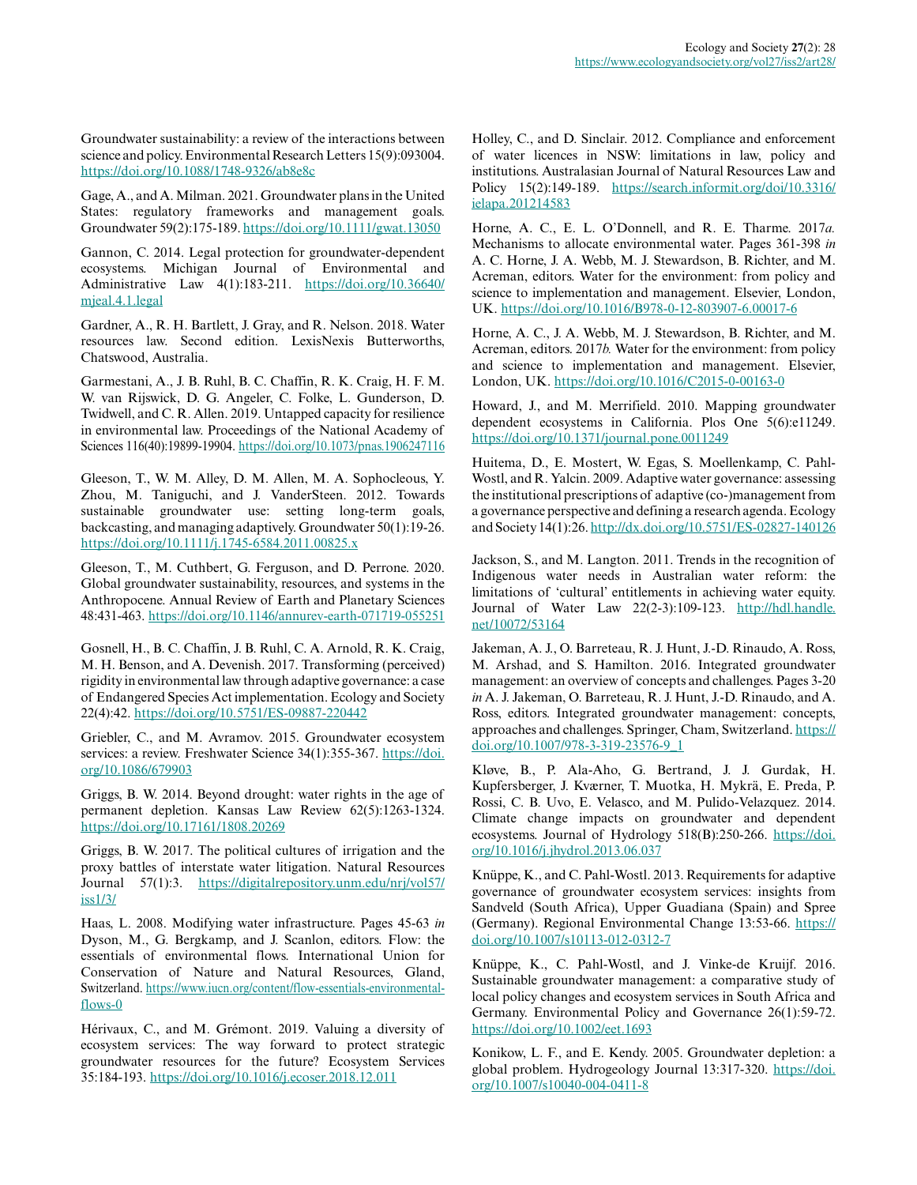Groundwater sustainability: a review of the interactions between science and policy. Environmental Research Letters 15(9):093004. https://doi.org/10.1088/1748-9326/ab8e8c

Gage, A., and A. Milman. 2021. Groundwater plans in the United States: regulatory frameworks and management goals. Groundwater 59(2):175-189. https://doi.org/10.1111/gwat.13050

Gannon, C. 2014. Legal protection for groundwater-dependent ecosystems. Michigan Journal of Environmental and Administrative Law 4(1):183-211. https://doi.org/10.36640/mjeal.4.1.legal

Gardner, A., R. H. Bartlett, J. Gray, and R. Nelson. 2018. Water resources law. Second edition. LexisNexis Butterworths, Chatswood, Australia.

Garmestani, A., J. B. Ruhl, B. C. Chaffin, R. K. Craig, H. F. M. W. van Rijswick, D. G. Angeler, C. Folke, L. Gunderson, D. Twidwell, and C. R. Allen. 2019. Untapped capacity for resilience in environmental law. Proceedings of the National Academy of Sciences 116(40):19899-19904. https://doi.org/10.1073/pnas.1906247116

Gleeson, T., W. M. Alley, D. M. Allen, M. A. Sophocleous, Y. Zhou, M. Taniguchi, and J. VanderSteen. 2012. Towards sustainable groundwater use: setting long-term goals, backcasting, and managing adaptively. Groundwater 50(1):19-26. https://doi.org/10.1111/j.1745-6584.2011.00825.x

Gleeson, T., M. Cuthbert, G. Ferguson, and D. Perrone. 2020. Global groundwater sustainability, resources, and systems in the Anthropocene. Annual Review of Earth and Planetary Sciences 48:431-463. https://doi.org/10.1146/annurev-earth-071719-055251

Gosnell, H., B. C. Chaffin, J. B. Ruhl, C. A. Arnold, R. K. Craig, M. H. Benson, and A. Devenish. 2017. Transforming (perceived) rigidity in environmental law through adaptive governance: a case of Endangered Species Act implementation. Ecology and Society 22(4):42. https://doi.org/10.5751/ES-09887-220442

Griebler, C., and M. Avramov. 2015. Groundwater ecosystem services: a review. Freshwater Science 34(1):355-367. https://doi.org/10.1086/679903

Griggs, B. W. 2014. Beyond drought: water rights in the age of permanent depletion. Kansas Law Review 62(5):1263-1324. https://doi.org/10.17161/1808.20269

Griggs, B. W. 2017. The political cultures of irrigation and the proxy battles of interstate water litigation. Natural Resources Journal 57(1):3. https://digitalrepository.unm.edu/nrj/vol57/iss1/3/

Haas, L. 2008. Modifying water infrastructure. Pages 45-63 *in* Dyson, M., G. Bergkamp, and J. Scanlon, editors. Flow: the essentials of environmental flows. International Union for Conservation of Nature and Natural Resources, Gland, Switzerland. https://www.iucn.org/content/flow-essentials-environmental-flows-0

Hérivaux, C., and M. Grémont. 2019. Valuing a diversity of ecosystem services: The way forward to protect strategic groundwater resources for the future? Ecosystem Services 35:184-193. https://doi.org/10.1016/j.ecoser.2018.12.011

Holley, C., and D. Sinclair. 2012. Compliance and enforcement of water licences in NSW: limitations in law, policy and institutions. Australasian Journal of Natural Resources Law and Policy 15(2):149-189. https://search.informit.org/doi/10.3316/ielapa.201214583

Horne, A. C., E. L. O'Donnell, and R. E. Tharme. 2017*a.* Mechanisms to allocate environmental water. Pages 361-398 *in* A. C. Horne, J. A. Webb, M. J. Stewardson, B. Richter, and M. Acreman, editors. Water for the environment: from policy and science to implementation and management. Elsevier, London, UK. https://doi.org/10.1016/B978-0-12-803907-6.00017-6

Horne, A. C., J. A. Webb, M. J. Stewardson, B. Richter, and M. Acreman, editors. 2017*b.* Water for the environment: from policy and science to implementation and management. Elsevier, London, UK. https://doi.org/10.1016/C2015-0-00163-0

Howard, J., and M. Merrifield. 2010. Mapping groundwater dependent ecosystems in California. Plos One 5(6):e11249. https://doi.org/10.1371/journal.pone.0011249

Huitema, D., E. Mostert, W. Egas, S. Moellenkamp, C. Pahl-Wostl, and R. Yalcin. 2009. Adaptive water governance: assessing the institutional prescriptions of adaptive (co-)management from a governance perspective and defining a research agenda. Ecology and Society 14(1):26. http://dx.doi.org/10.5751/ES-02827-140126

Jackson, S., and M. Langton. 2011. Trends in the recognition of Indigenous water needs in Australian water reform: the limitations of 'cultural' entitlements in achieving water equity. Journal of Water Law 22(2-3):109-123. http://hdl.handle.net/10072/53164

Jakeman, A. J., O. Barreteau, R. J. Hunt, J.-D. Rinaudo, A. Ross, M. Arshad, and S. Hamilton. 2016. Integrated groundwater management: an overview of concepts and challenges. Pages 3-20 *in* A. J. Jakeman, O. Barreteau, R. J. Hunt, J.-D. Rinaudo, and A. Ross, editors. Integrated groundwater management: concepts, approaches and challenges. Springer, Cham, Switzerland. https://doi.org/10.1007/978-3-319-23576-9_1

Kløve, B., P. Ala-Aho, G. Bertrand, J. J. Gurdak, H. Kupfersberger, J. Kværner, T. Muotka, H. Mykrä, E. Preda, P. Rossi, C. B. Uvo, E. Velasco, and M. Pulido-Velazquez. 2014. Climate change impacts on groundwater and dependent ecosystems. Journal of Hydrology 518(B):250-266. https://doi.org/10.1016/j.jhydrol.2013.06.037

Knüppe, K., and C. Pahl-Wostl. 2013. Requirements for adaptive governance of groundwater ecosystem services: insights from Sandveld (South Africa), Upper Guadiana (Spain) and Spree (Germany). Regional Environmental Change 13:53-66. https://doi.org/10.1007/s10113-012-0312-7

Knüppe, K., C. Pahl-Wostl, and J. Vinke-de Kruijf. 2016. Sustainable groundwater management: a comparative study of local policy changes and ecosystem services in South Africa and Germany. Environmental Policy and Governance 26(1):59-72. https://doi.org/10.1002/eet.1693

Konikow, L. F., and E. Kendy. 2005. Groundwater depletion: a global problem. Hydrogeology Journal 13:317-320. https://doi.org/10.1007/s10040-004-0411-8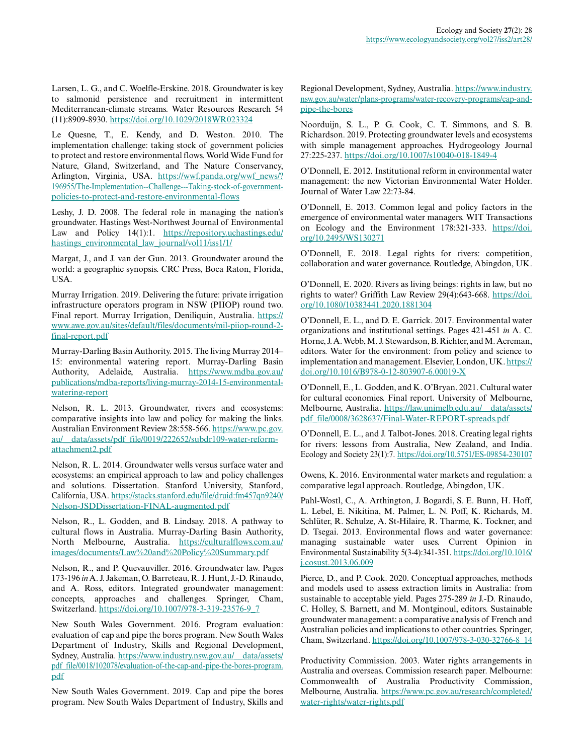Larsen, L. G., and C. Woelfle-Erskine. 2018. Groundwater is key to salmonid persistence and recruitment in intermittent Mediterranean-climate streams. Water Resources Research 54 (11):8909-8930. https://doi.org/10.1029/2018WR023324

Le Quesne, T., E. Kendy, and D. Weston. 2010. The implementation challenge: taking stock of government policies to protect and restore environmental flows. World Wide Fund for Nature, Gland, Switzerland, and The Nature Conservancy, Arlington, Virginia, USA. https://wwf.panda.org/wwf_news/?196955/The-Implementation--Challenge---Taking-stock-of-government-policies-to-protect-and-restore-environmental-flows

Leshy, J. D. 2008. The federal role in managing the nation's groundwater. Hastings West-Northwest Journal of Environmental Law and Policy 14(1):1. https://repository.uchastings.edu/hastings_environmental_law_journal/vol11/iss1/1/

Margat, J., and J. van der Gun. 2013. Groundwater around the world: a geographic synopsis. CRC Press, Boca Raton, Florida, USA.

Murray Irrigation. 2019. Delivering the future: private irrigation infrastructure operators program in NSW (PIIOP) round two. Final report. Murray Irrigation, Deniliquin, Australia. https://www.awe.gov.au/sites/default/files/documents/mil-piiop-round-2-final-report.pdf

Murray-Darling Basin Authority. 2015. The living Murray 2014–15: environmental watering report. Murray-Darling Basin Authority, Adelaide, Australia. https://www.mdba.gov.au/publications/mdba-reports/living-murray-2014-15-environmental-watering-report

Nelson, R. L. 2013. Groundwater, rivers and ecosystems: comparative insights into law and policy for making the links. Australian Environment Review 28:558-566. https://www.pc.gov.au/__data/assets/pdf_file/0019/222652/subdr109-water-reform-attachment2.pdf

Nelson, R. L. 2014. Groundwater wells versus surface water and ecosystems: an empirical approach to law and policy challenges and solutions. Dissertation. Stanford University, Stanford, California, USA. https://stacks.stanford.edu/file/druid:fm457qn9240/Nelson-JSDDissertation-FINAL-augmented.pdf

Nelson, R., L. Godden, and B. Lindsay. 2018. A pathway to cultural flows in Australia. Murray-Darling Basin Authority, North Melbourne, Australia. https://culturalflows.com.au/images/documents/Law%20and%20Policy%20Summary.pdf

Nelson, R., and P. Quevauviller. 2016. Groundwater law. Pages 173-196 *in* A. J. Jakeman, O. Barreteau, R. J. Hunt, J.-D. Rinaudo, and A. Ross, editors. Integrated groundwater management: concepts, approaches and challenges. Springer, Cham, Switzerland. https://doi.org/10.1007/978-3-319-23576-9_7

New South Wales Government. 2016. Program evaluation: evaluation of cap and pipe the bores program. New South Wales Department of Industry, Skills and Regional Development, Sydney, Australia. https://www.industry.nsw.gov.au/__data/assets/pdf_file/0018/102078/evaluation-of-the-cap-and-pipe-the-bores-program.pdf

New South Wales Government. 2019. Cap and pipe the bores program. New South Wales Department of Industry, Skills and Regional Development, Sydney, Australia. https://www.industry.nsw.gov.au/water/plans-programs/water-recovery-programs/cap-and-pipe-the-bores

Noorduijn, S. L., P. G. Cook, C. T. Simmons, and S. B. Richardson. 2019. Protecting groundwater levels and ecosystems with simple management approaches. Hydrogeology Journal 27:225-237. https://doi.org/10.1007/s10040-018-1849-4

O'Donnell, E. 2012. Institutional reform in environmental water management: the new Victorian Environmental Water Holder. Journal of Water Law 22:73-84.

O'Donnell, E. 2013. Common legal and policy factors in the emergence of environmental water managers. WIT Transactions on Ecology and the Environment 178:321-333. https://doi.org/10.2495/WS130271

O'Donnell, E. 2018. Legal rights for rivers: competition, collaboration and water governance. Routledge, Abingdon, UK.

O'Donnell, E. 2020. Rivers as living beings: rights in law, but no rights to water? Griffith Law Review 29(4):643-668. https://doi.org/10.1080/10383441.2020.1881304

O'Donnell, E. L., and D. E. Garrick. 2017. Environmental water organizations and institutional settings. Pages 421-451 *in* A. C. Horne, J. A. Webb, M. J. Stewardson, B. Richter, and M. Acreman, editors. Water for the environment: from policy and science to implementation and management. Elsevier, London, UK. https://doi.org/10.1016/B978-0-12-803907-6.00019-X

O'Donnell, E., L. Godden, and K. O'Bryan. 2021. Cultural water for cultural economies. Final report. University of Melbourne, Melbourne, Australia. https://law.unimelb.edu.au/__data/assets/pdf_file/0008/3628637/Final-Water-REPORT-spreads.pdf

O'Donnell, E. L., and J. Talbot-Jones. 2018. Creating legal rights for rivers: lessons from Australia, New Zealand, and India. Ecology and Society 23(1):7. https://doi.org/10.5751/ES-09854-230107

Owens, K. 2016. Environmental water markets and regulation: a comparative legal approach. Routledge, Abingdon, UK.

Pahl-Wostl, C., A. Arthington, J. Bogardi, S. E. Bunn, H. Hoff, L. Lebel, E. Nikitina, M. Palmer, L. N. Poff, K. Richards, M. Schlüter, R. Schulze, A. St-Hilaire, R. Tharme, K. Tockner, and D. Tsegai. 2013. Environmental flows and water governance: managing sustainable water uses. Current Opinion in Environmental Sustainability 5(3-4):341-351. https://doi.org/10.1016/j.cosust.2013.06.009

Pierce, D., and P. Cook. 2020. Conceptual approaches, methods and models used to assess extraction limits in Australia: from sustainable to acceptable yield. Pages 275-289 *in* J.-D. Rinaudo, C. Holley, S. Barnett, and M. Montginoul, editors. Sustainable groundwater management: a comparative analysis of French and Australian policies and implications to other countries. Springer, Cham, Switzerland. https://doi.org/10.1007/978-3-030-32766-8_14

Productivity Commission. 2003. Water rights arrangements in Australia and overseas. Commission research paper. Melbourne: Commonwealth of Australia Productivity Commission, Melbourne, Australia. https://www.pc.gov.au/research/completed/water-rights/water-rights.pdf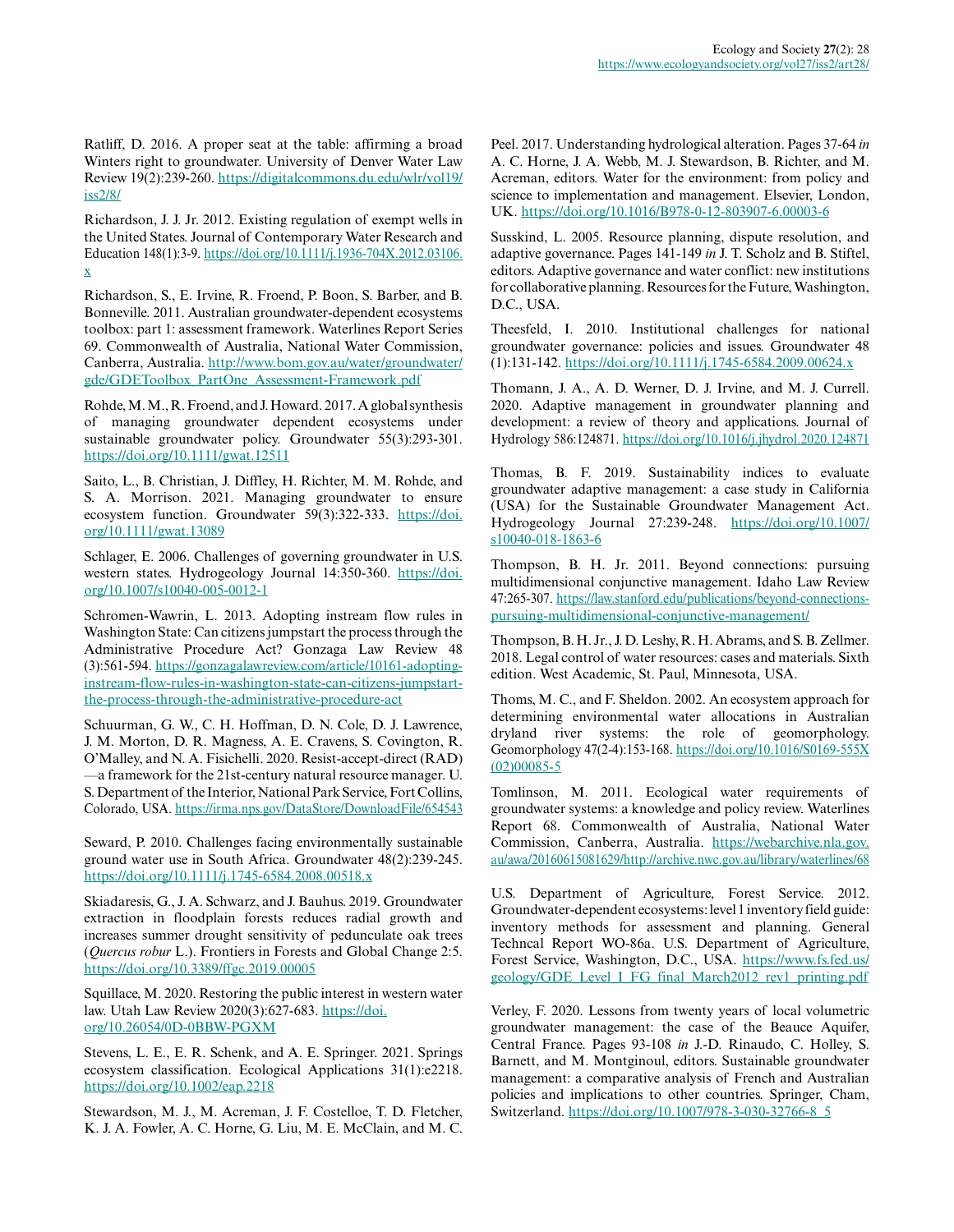Ratliff, D. 2016. A proper seat at the table: affirming a broad Winters right to groundwater. University of Denver Water Law Review 19(2):239-260. https://digitalcommons.du.edu/wlr/vol19/iss2/8/

Richardson, J. J. Jr. 2012. Existing regulation of exempt wells in the United States. Journal of Contemporary Water Research and Education 148(1):3-9. https://doi.org/10.1111/j.1936-704X.2012.03106.x

Richardson, S., E. Irvine, R. Froend, P. Boon, S. Barber, and B. Bonneville. 2011. Australian groundwater-dependent ecosystems toolbox: part 1: assessment framework. Waterlines Report Series 69. Commonwealth of Australia, National Water Commission, Canberra, Australia. http://www.bom.gov.au/water/groundwater/gde/GDEToolbox_PartOne_Assessment-Framework.pdf

Rohde, M. M., R. Froend, and J. Howard. 2017. A global synthesis of managing groundwater dependent ecosystems under sustainable groundwater policy. Groundwater 55(3):293-301. https://doi.org/10.1111/gwat.12511

Saito, L., B. Christian, J. Diffley, H. Richter, M. M. Rohde, and S. A. Morrison. 2021. Managing groundwater to ensure ecosystem function. Groundwater 59(3):322-333. https://doi.org/10.1111/gwat.13089

Schlager, E. 2006. Challenges of governing groundwater in U.S. western states. Hydrogeology Journal 14:350-360. https://doi.org/10.1007/s10040-005-0012-1

Schromen-Wawrin, L. 2013. Adopting instream flow rules in Washington State: Can citizens jumpstart the process through the Administrative Procedure Act? Gonzaga Law Review 48(3):561-594. https://gonzagalawreview.com/article/10161-adopting-instream-flow-rules-in-washington-state-can-citizens-jumpstart-the-process-through-the-administrative-procedure-act

Schuurman, G. W., C. H. Hoffman, D. N. Cole, D. J. Lawrence, J. M. Morton, D. R. Magness, A. E. Cravens, S. Covington, R. O'Malley, and N. A. Fisichelli. 2020. Resist-accept-direct (RAD)—a framework for the 21st-century natural resource manager. U. S. Department of the Interior, National Park Service, Fort Collins, Colorado, USA. https://irma.nps.gov/DataStore/DownloadFile/654543

Seward, P. 2010. Challenges facing environmentally sustainable ground water use in South Africa. Groundwater 48(2):239-245. https://doi.org/10.1111/j.1745-6584.2008.00518.x

Skiadaresis, G., J. A. Schwarz, and J. Bauhus. 2019. Groundwater extraction in floodplain forests reduces radial growth and increases summer drought sensitivity of pedunculate oak trees (*Quercus robur* L.). Frontiers in Forests and Global Change 2:5. https://doi.org/10.3389/ffgc.2019.00005

Squillace, M. 2020. Restoring the public interest in western water law. Utah Law Review 2020(3):627-683. https://doi.org/10.26054/0D-0BBW-PGXM

Stevens, L. E., E. R. Schenk, and A. E. Springer. 2021. Springs ecosystem classification. Ecological Applications 31(1):e2218. https://doi.org/10.1002/eap.2218

Stewardson, M. J., M. Acreman, J. F. Costelloe, T. D. Fletcher, K. J. A. Fowler, A. C. Horne, G. Liu, M. E. McClain, and M. C. Peel. 2017. Understanding hydrological alteration. Pages 37-64 *in* A. C. Horne, J. A. Webb, M. J. Stewardson, B. Richter, and M. Acreman, editors. Water for the environment: from policy and science to implementation and management. Elsevier, London, UK. https://doi.org/10.1016/B978-0-12-803907-6.00003-6

Susskind, L. 2005. Resource planning, dispute resolution, and adaptive governance. Pages 141-149 *in* J. T. Scholz and B. Stiftel, editors. Adaptive governance and water conflict: new institutions for collaborative planning. Resources for the Future, Washington, D.C., USA.

Theesfeld, I. 2010. Institutional challenges for national groundwater governance: policies and issues. Groundwater 48(1):131-142. https://doi.org/10.1111/j.1745-6584.2009.00624.x

Thomann, J. A., A. D. Werner, D. J. Irvine, and M. J. Currell. 2020. Adaptive management in groundwater planning and development: a review of theory and applications. Journal of Hydrology 586:124871. https://doi.org/10.1016/j.jhydrol.2020.124871

Thomas, B. F. 2019. Sustainability indices to evaluate groundwater adaptive management: a case study in California (USA) for the Sustainable Groundwater Management Act. Hydrogeology Journal 27:239-248. https://doi.org/10.1007/s10040-018-1863-6

Thompson, B. H. Jr. 2011. Beyond connections: pursuing multidimensional conjunctive management. Idaho Law Review 47:265-307. https://law.stanford.edu/publications/beyond-connections-pursuing-multidimensional-conjunctive-management/

Thompson, B. H. Jr., J. D. Leshy, R. H. Abrams, and S. B. Zellmer. 2018. Legal control of water resources: cases and materials. Sixth edition. West Academic, St. Paul, Minnesota, USA.

Thoms, M. C., and F. Sheldon. 2002. An ecosystem approach for determining environmental water allocations in Australian dryland river systems: the role of geomorphology. Geomorphology 47(2-4):153-168. https://doi.org/10.1016/S0169-555X(02)00085-5

Tomlinson, M. 2011. Ecological water requirements of groundwater systems: a knowledge and policy review. Waterlines Report 68. Commonwealth of Australia, National Water Commission, Canberra, Australia. https://webarchive.nla.gov.au/awa/20160615081629/http://archive.nwc.gov.au/library/waterlines/68

U.S. Department of Agriculture, Forest Service. 2012. Groundwater-dependent ecosystems: level 1 inventory field guide: inventory methods for assessment and planning. General Techncal Report WO-86a. U.S. Department of Agriculture, Forest Service, Washington, D.C., USA. https://www.fs.fed.us/geology/GDE_Level_I_FG_final_March2012_rev1_printing.pdf

Verley, F. 2020. Lessons from twenty years of local volumetric groundwater management: the case of the Beauce Aquifer, Central France. Pages 93-108 *in* J.-D. Rinaudo, C. Holley, S. Barnett, and M. Montginoul, editors. Sustainable groundwater management: a comparative analysis of French and Australian policies and implications to other countries. Springer, Cham, Switzerland. https://doi.org/10.1007/978-3-030-32766-8_5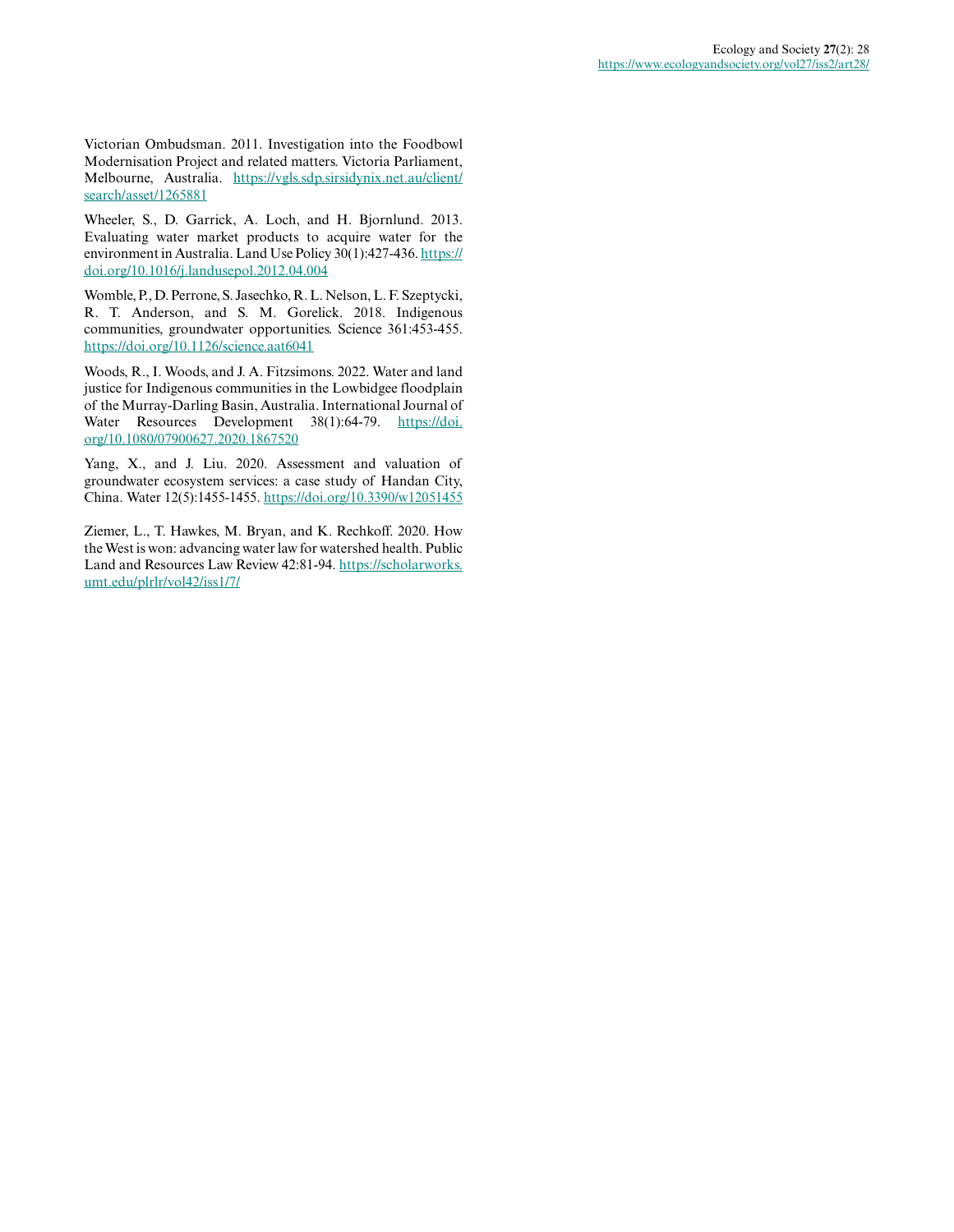Victorian Ombudsman. 2011. Investigation into the Foodbowl Modernisation Project and related matters. Victoria Parliament, Melbourne, Australia. https://vgls.sdp.sirsidynix.net.au/client/search/asset/1265881

Wheeler, S., D. Garrick, A. Loch, and H. Bjornlund. 2013. Evaluating water market products to acquire water for the environment in Australia. Land Use Policy 30(1):427-436. https://doi.org/10.1016/j.landusepol.2012.04.004

Womble, P., D. Perrone, S. Jasechko, R. L. Nelson, L. F. Szeptycki, R. T. Anderson, and S. M. Gorelick. 2018. Indigenous communities, groundwater opportunities. Science 361:453-455. https://doi.org/10.1126/science.aat6041

Woods, R., I. Woods, and J. A. Fitzsimons. 2022. Water and land justice for Indigenous communities in the Lowbidgee floodplain of the Murray-Darling Basin, Australia. International Journal of Water Resources Development 38(1):64-79. https://doi.org/10.1080/07900627.2020.1867520

Yang, X., and J. Liu. 2020. Assessment and valuation of groundwater ecosystem services: a case study of Handan City, China. Water 12(5):1455-1455. https://doi.org/10.3390/w12051455

Ziemer, L., T. Hawkes, M. Bryan, and K. Rechkoff. 2020. How the West is won: advancing water law for watershed health. Public Land and Resources Law Review 42:81-94. https://scholarworks.umt.edu/plrlr/vol42/iss1/7/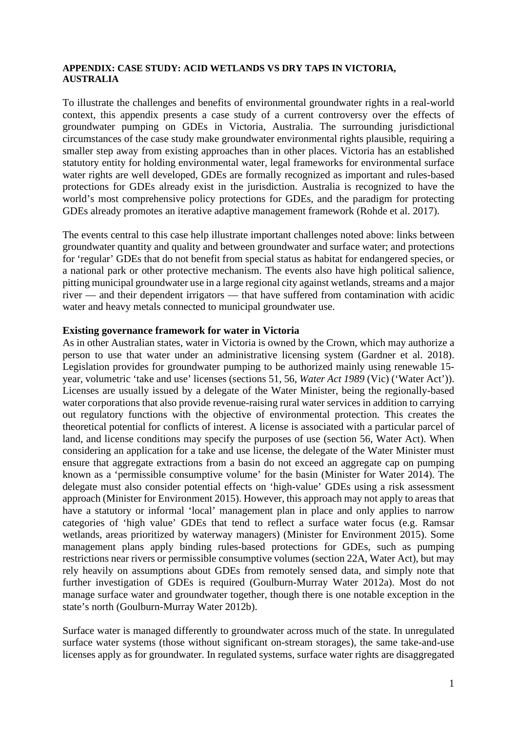**APPENDIX: CASE STUDY: ACID WETLANDS VS DRY TAPS IN VICTORIA, AUSTRALIA**

To illustrate the challenges and benefits of environmental groundwater rights in a real-world context, this appendix presents a case study of a current controversy over the effects of groundwater pumping on GDEs in Victoria, Australia. The surrounding jurisdictional circumstances of the case study make groundwater environmental rights plausible, requiring a smaller step away from existing approaches than in other places. Victoria has an established statutory entity for holding environmental water, legal frameworks for environmental surface water rights are well developed, GDEs are formally recognized as important and rules-based protections for GDEs already exist in the jurisdiction. Australia is recognized to have the world's most comprehensive policy protections for GDEs, and the paradigm for protecting GDEs already promotes an iterative adaptive management framework (Rohde et al. 2017).

The events central to this case help illustrate important challenges noted above: links between groundwater quantity and quality and between groundwater and surface water; and protections for 'regular' GDEs that do not benefit from special status as habitat for endangered species, or a national park or other protective mechanism. The events also have high political salience, pitting municipal groundwater use in a large regional city against wetlands, streams and a major river — and their dependent irrigators — that have suffered from contamination with acidic water and heavy metals connected to municipal groundwater use.

**Existing governance framework for water in Victoria**

As in other Australian states, water in Victoria is owned by the Crown, which may authorize a person to use that water under an administrative licensing system (Gardner et al. 2018). Legislation provides for groundwater pumping to be authorized mainly using renewable 15-year, volumetric 'take and use' licenses (sections 51, 56, *Water Act 1989* (Vic) ('Water Act')). Licenses are usually issued by a delegate of the Water Minister, being the regionally-based water corporations that also provide revenue-raising rural water services in addition to carrying out regulatory functions with the objective of environmental protection. This creates the theoretical potential for conflicts of interest. A license is associated with a particular parcel of land, and license conditions may specify the purposes of use (section 56, Water Act). When considering an application for a take and use license, the delegate of the Water Minister must ensure that aggregate extractions from a basin do not exceed an aggregate cap on pumping known as a 'permissible consumptive volume' for the basin (Minister for Water 2014). The delegate must also consider potential effects on 'high-value' GDEs using a risk assessment approach (Minister for Environment 2015). However, this approach may not apply to areas that have a statutory or informal 'local' management plan in place and only applies to narrow categories of 'high value' GDEs that tend to reflect a surface water focus (e.g. Ramsar wetlands, areas prioritized by waterway managers) (Minister for Environment 2015). Some management plans apply binding rules-based protections for GDEs, such as pumping restrictions near rivers or permissible consumptive volumes (section 22A, Water Act), but may rely heavily on assumptions about GDEs from remotely sensed data, and simply note that further investigation of GDEs is required (Goulburn-Murray Water 2012a). Most do not manage surface water and groundwater together, though there is one notable exception in the state's north (Goulburn-Murray Water 2012b).

Surface water is managed differently to groundwater across much of the state. In unregulated surface water systems (those without significant on-stream storages), the same take-and-use licenses apply as for groundwater. In regulated systems, surface water rights are disaggregated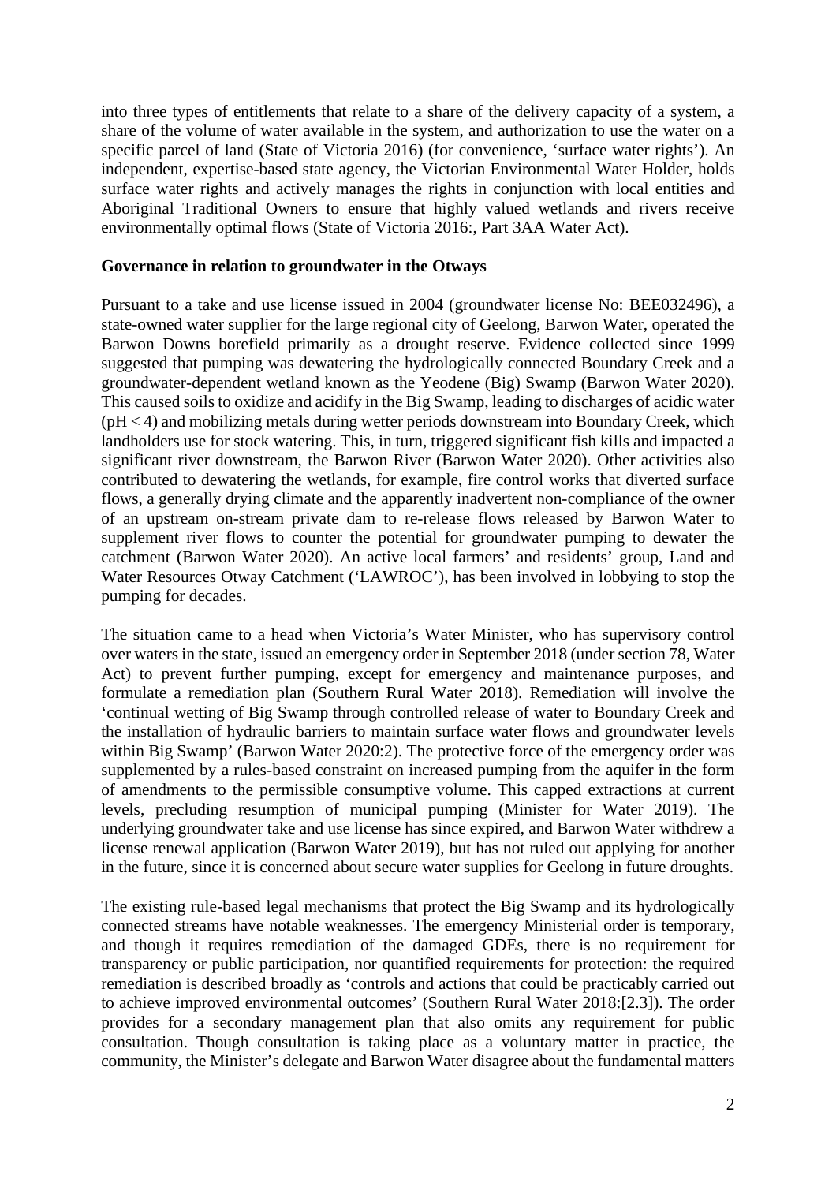into three types of entitlements that relate to a share of the delivery capacity of a system, a share of the volume of water available in the system, and authorization to use the water on a specific parcel of land (State of Victoria 2016) (for convenience, 'surface water rights'). An independent, expertise-based state agency, the Victorian Environmental Water Holder, holds surface water rights and actively manages the rights in conjunction with local entities and Aboriginal Traditional Owners to ensure that highly valued wetlands and rivers receive environmentally optimal flows (State of Victoria 2016:, Part 3AA Water Act).

**Governance in relation to groundwater in the Otways**

Pursuant to a take and use license issued in 2004 (groundwater license No: BEE032496), a state-owned water supplier for the large regional city of Geelong, Barwon Water, operated the Barwon Downs borefield primarily as a drought reserve. Evidence collected since 1999 suggested that pumping was dewatering the hydrologically connected Boundary Creek and a groundwater-dependent wetland known as the Yeodene (Big) Swamp (Barwon Water 2020). This caused soils to oxidize and acidify in the Big Swamp, leading to discharges of acidic water ($pH < 4$) and mobilizing metals during wetter periods downstream into Boundary Creek, which landholders use for stock watering. This, in turn, triggered significant fish kills and impacted a significant river downstream, the Barwon River (Barwon Water 2020). Other activities also contributed to dewatering the wetlands, for example, fire control works that diverted surface flows, a generally drying climate and the apparently inadvertent non-compliance of the owner of an upstream on-stream private dam to re-release flows released by Barwon Water to supplement river flows to counter the potential for groundwater pumping to dewater the catchment (Barwon Water 2020). An active local farmers' and residents' group, Land and Water Resources Otway Catchment ('LAWROC'), has been involved in lobbying to stop the pumping for decades.

The situation came to a head when Victoria's Water Minister, who has supervisory control over waters in the state, issued an emergency order in September 2018 (under section 78, Water Act) to prevent further pumping, except for emergency and maintenance purposes, and formulate a remediation plan (Southern Rural Water 2018). Remediation will involve the 'continual wetting of Big Swamp through controlled release of water to Boundary Creek and the installation of hydraulic barriers to maintain surface water flows and groundwater levels within Big Swamp' (Barwon Water 2020:2). The protective force of the emergency order was supplemented by a rules-based constraint on increased pumping from the aquifer in the form of amendments to the permissible consumptive volume. This capped extractions at current levels, precluding resumption of municipal pumping (Minister for Water 2019). The underlying groundwater take and use license has since expired, and Barwon Water withdrew a license renewal application (Barwon Water 2019), but has not ruled out applying for another in the future, since it is concerned about secure water supplies for Geelong in future droughts.

The existing rule-based legal mechanisms that protect the Big Swamp and its hydrologically connected streams have notable weaknesses. The emergency Ministerial order is temporary, and though it requires remediation of the damaged GDEs, there is no requirement for transparency or public participation, nor quantified requirements for protection: the required remediation is described broadly as 'controls and actions that could be practicably carried out to achieve improved environmental outcomes' (Southern Rural Water 2018:[2.3]). The order provides for a secondary management plan that also omits any requirement for public consultation. Though consultation is taking place as a voluntary matter in practice, the community, the Minister's delegate and Barwon Water disagree about the fundamental matters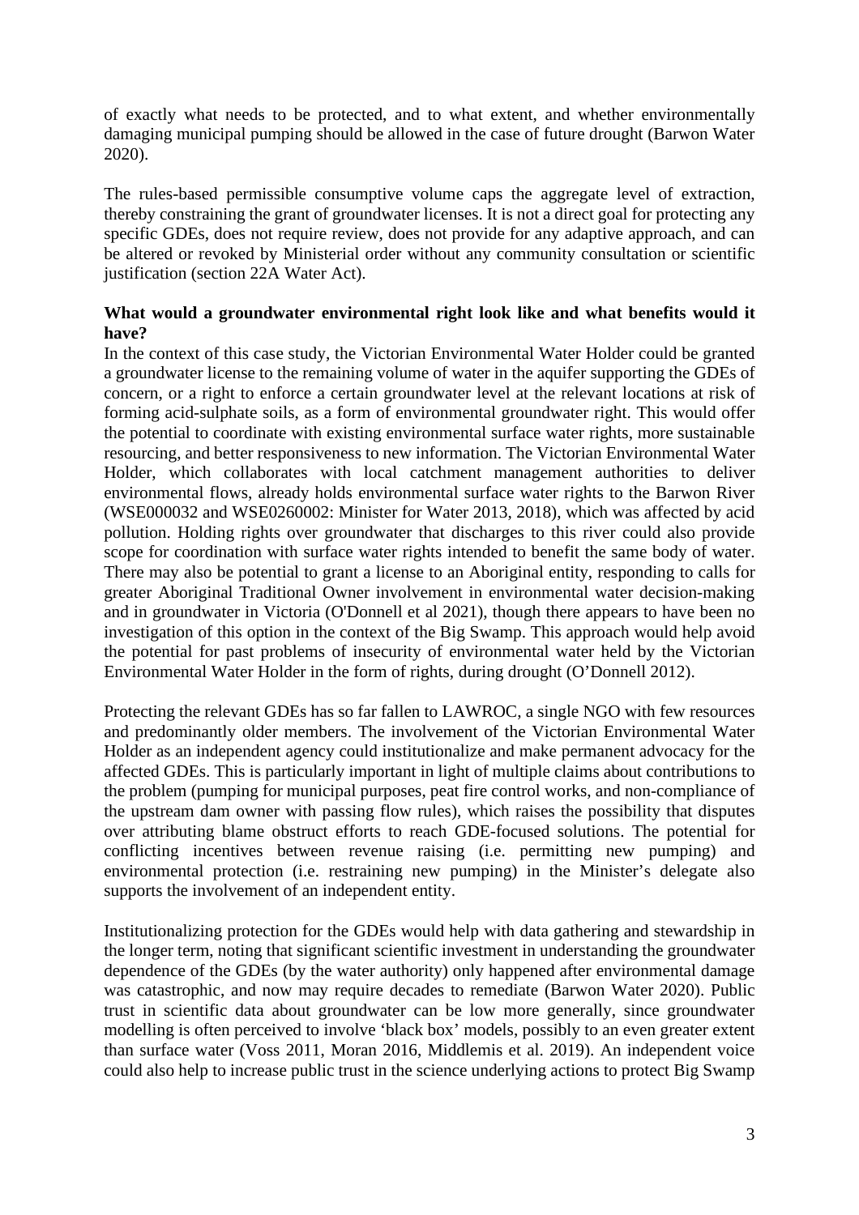of exactly what needs to be protected, and to what extent, and whether environmentally damaging municipal pumping should be allowed in the case of future drought (Barwon Water 2020).

The rules-based permissible consumptive volume caps the aggregate level of extraction, thereby constraining the grant of groundwater licenses. It is not a direct goal for protecting any specific GDEs, does not require review, does not provide for any adaptive approach, and can be altered or revoked by Ministerial order without any community consultation or scientific justification (section 22A Water Act).

**What would a groundwater environmental right look like and what benefits would it have?**

In the context of this case study, the Victorian Environmental Water Holder could be granted a groundwater license to the remaining volume of water in the aquifer supporting the GDEs of concern, or a right to enforce a certain groundwater level at the relevant locations at risk of forming acid-sulphate soils, as a form of environmental groundwater right. This would offer the potential to coordinate with existing environmental surface water rights, more sustainable resourcing, and better responsiveness to new information. The Victorian Environmental Water Holder, which collaborates with local catchment management authorities to deliver environmental flows, already holds environmental surface water rights to the Barwon River (WSE000032 and WSE0260002: Minister for Water 2013, 2018), which was affected by acid pollution. Holding rights over groundwater that discharges to this river could also provide scope for coordination with surface water rights intended to benefit the same body of water. There may also be potential to grant a license to an Aboriginal entity, responding to calls for greater Aboriginal Traditional Owner involvement in environmental water decision-making and in groundwater in Victoria (O'Donnell et al 2021), though there appears to have been no investigation of this option in the context of the Big Swamp. This approach would help avoid the potential for past problems of insecurity of environmental water held by the Victorian Environmental Water Holder in the form of rights, during drought (O'Donnell 2012).

Protecting the relevant GDEs has so far fallen to LAWROC, a single NGO with few resources and predominantly older members. The involvement of the Victorian Environmental Water Holder as an independent agency could institutionalize and make permanent advocacy for the affected GDEs. This is particularly important in light of multiple claims about contributions to the problem (pumping for municipal purposes, peat fire control works, and non-compliance of the upstream dam owner with passing flow rules), which raises the possibility that disputes over attributing blame obstruct efforts to reach GDE-focused solutions. The potential for conflicting incentives between revenue raising (i.e. permitting new pumping) and environmental protection (i.e. restraining new pumping) in the Minister's delegate also supports the involvement of an independent entity.

Institutionalizing protection for the GDEs would help with data gathering and stewardship in the longer term, noting that significant scientific investment in understanding the groundwater dependence of the GDEs (by the water authority) only happened after environmental damage was catastrophic, and now may require decades to remediate (Barwon Water 2020). Public trust in scientific data about groundwater can be low more generally, since groundwater modelling is often perceived to involve 'black box' models, possibly to an even greater extent than surface water (Voss 2011, Moran 2016, Middlemis et al. 2019). An independent voice could also help to increase public trust in the science underlying actions to protect Big Swamp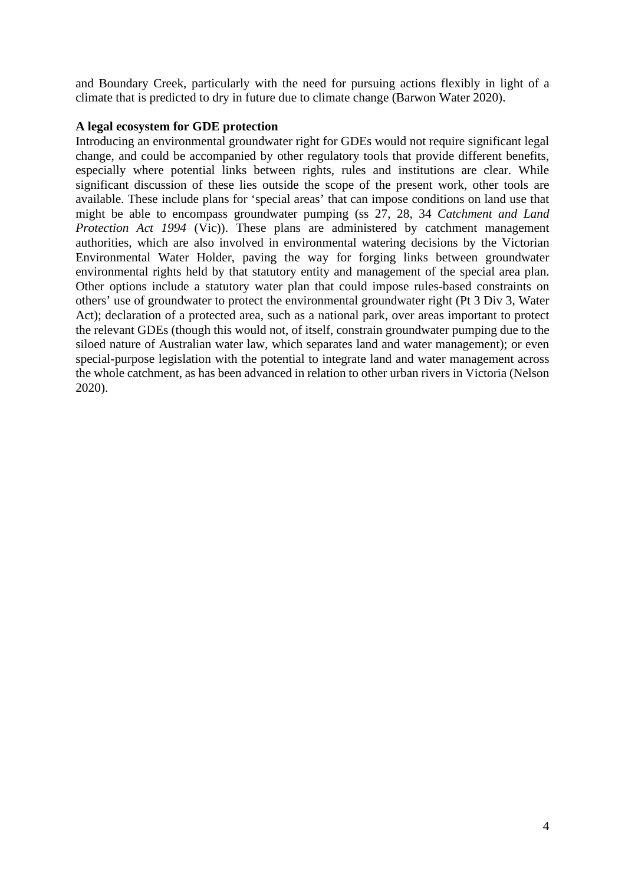and Boundary Creek, particularly with the need for pursuing actions flexibly in light of a climate that is predicted to dry in future due to climate change (Barwon Water 2020).

**A legal ecosystem for GDE protection**

Introducing an environmental groundwater right for GDEs would not require significant legal change, and could be accompanied by other regulatory tools that provide different benefits, especially where potential links between rights, rules and institutions are clear. While significant discussion of these lies outside the scope of the present work, other tools are available. These include plans for 'special areas' that can impose conditions on land use that might be able to encompass groundwater pumping (ss 27, 28, 34 *Catchment and Land Protection Act 1994* (Vic)). These plans are administered by catchment management authorities, which are also involved in environmental watering decisions by the Victorian Environmental Water Holder, paving the way for forging links between groundwater environmental rights held by that statutory entity and management of the special area plan. Other options include a statutory water plan that could impose rules-based constraints on others' use of groundwater to protect the environmental groundwater right (Pt 3 Div 3, Water Act); declaration of a protected area, such as a national park, over areas important to protect the relevant GDEs (though this would not, of itself, constrain groundwater pumping due to the siloed nature of Australian water law, which separates land and water management); or even special-purpose legislation with the potential to integrate land and water management across the whole catchment, as has been advanced in relation to other urban rivers in Victoria (Nelson 2020).